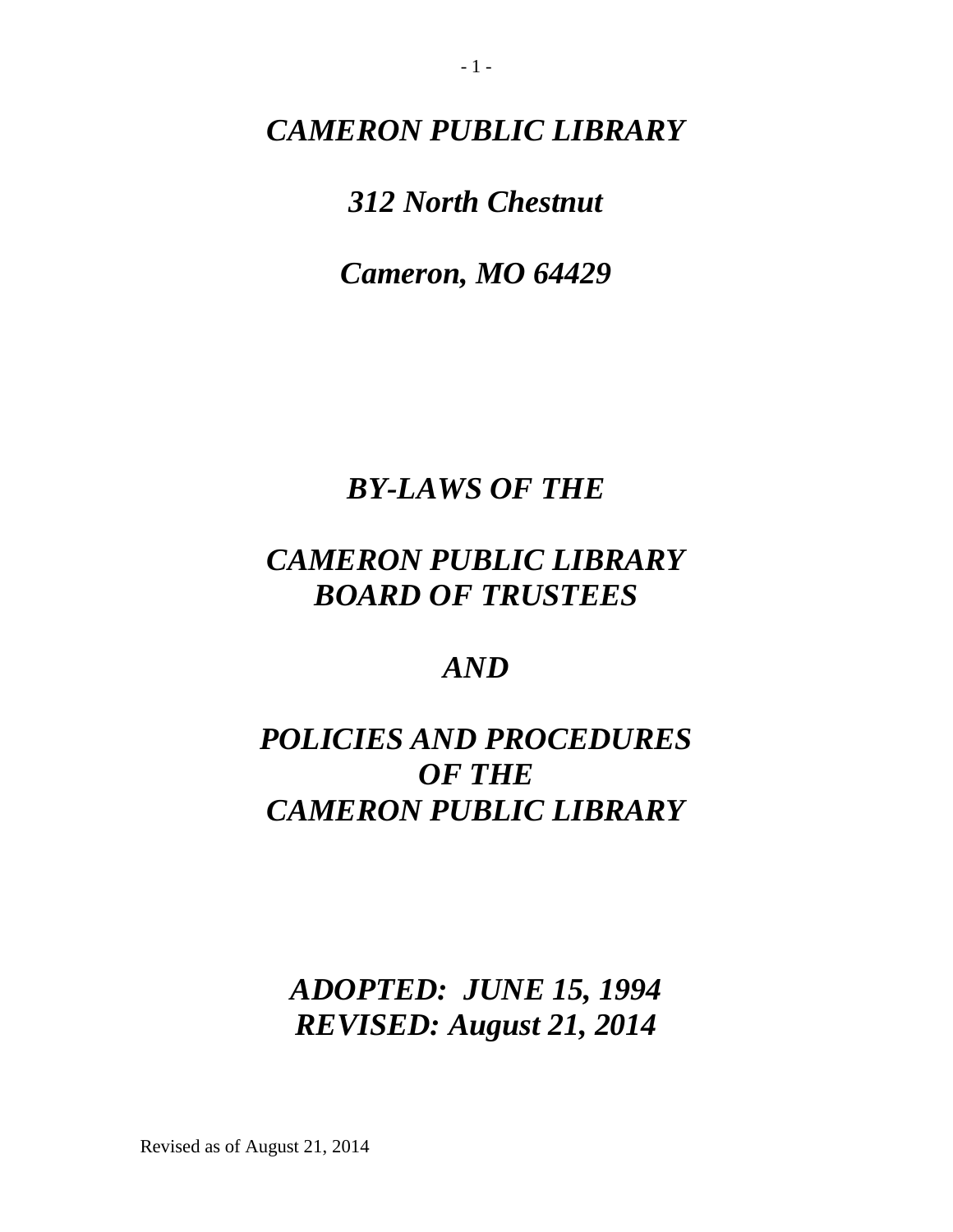# *CAMERON PUBLIC LIBRARY*

***312 North Chestnut***

***Cameron, MO 64429***

# *BY-LAWS OF THE*

# *CAMERON PUBLIC LIBRARY BOARD OF TRUSTEES*

# *AND*

# *POLICIES AND PROCEDURES OF THE CAMERON PUBLIC LIBRARY*

***ADOPTED: JUNE 15, 1994***
***REVISED: August 21, 2014***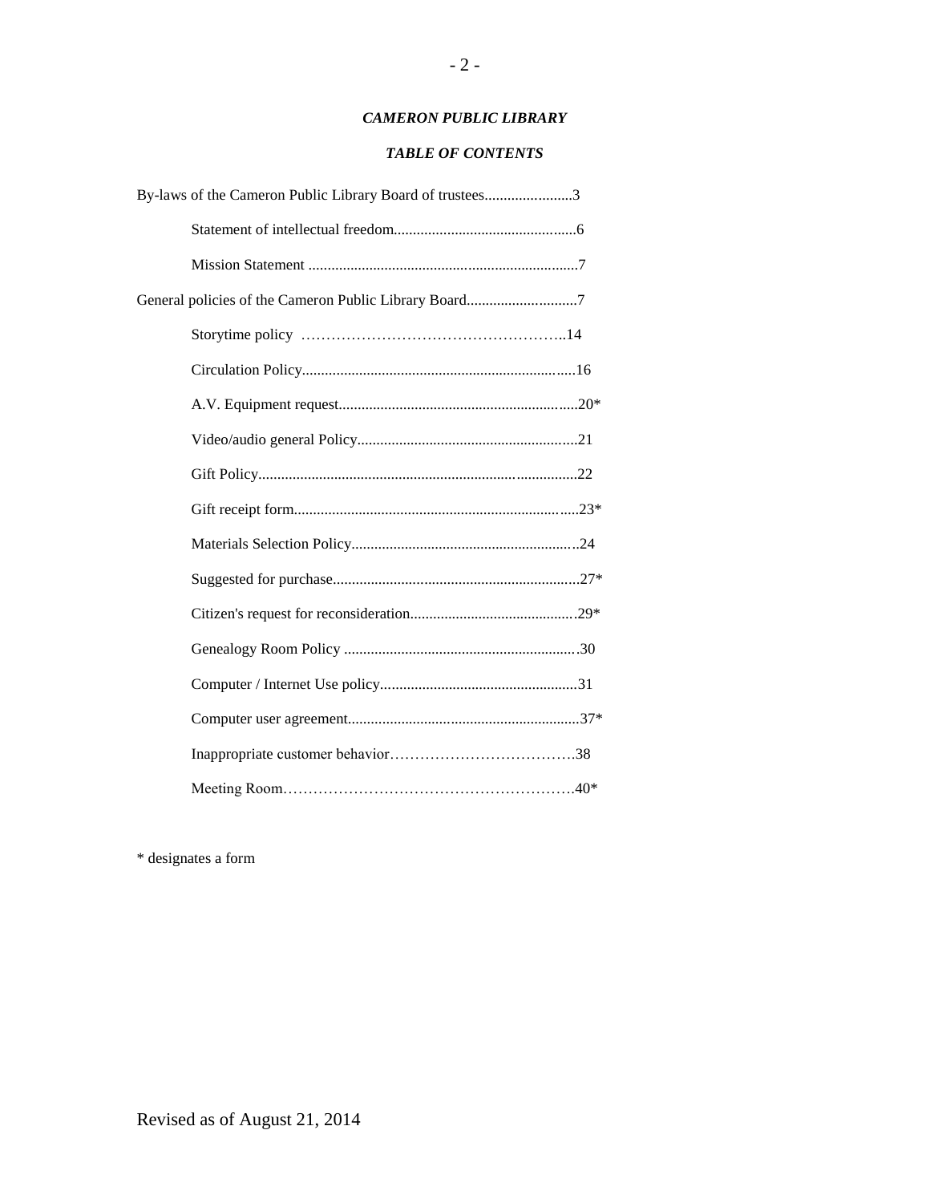***CAMERON PUBLIC LIBRARY***

***TABLE OF CONTENTS***

By-laws of the Cameron Public Library Board of trustees.......................3

Statement of intellectual freedom...............................................6

Mission Statement ......................................................................7

General policies of the Cameron Public Library Board............................7

Storytime policy ……………………………………………..14

Circulation Policy.......................................................................16

A.V. Equipment request.............................................................20*

Video/audio general Policy.........................................................21

Gift Policy..................................................................................22

Gift receipt form.........................................................................23*

Materials Selection Policy...........................................................24

Suggested for purchase................................................................27*

Citizen's request for reconsideration...........................................29*

Genealogy Room Policy ............................................................30

Computer / Internet Use policy....................................................31

Computer user agreement............................................................37*

Inappropriate customer behavior……………………………….38

Meeting Room…………………………………………………40*

* designates a form

Revised as of August 21, 2014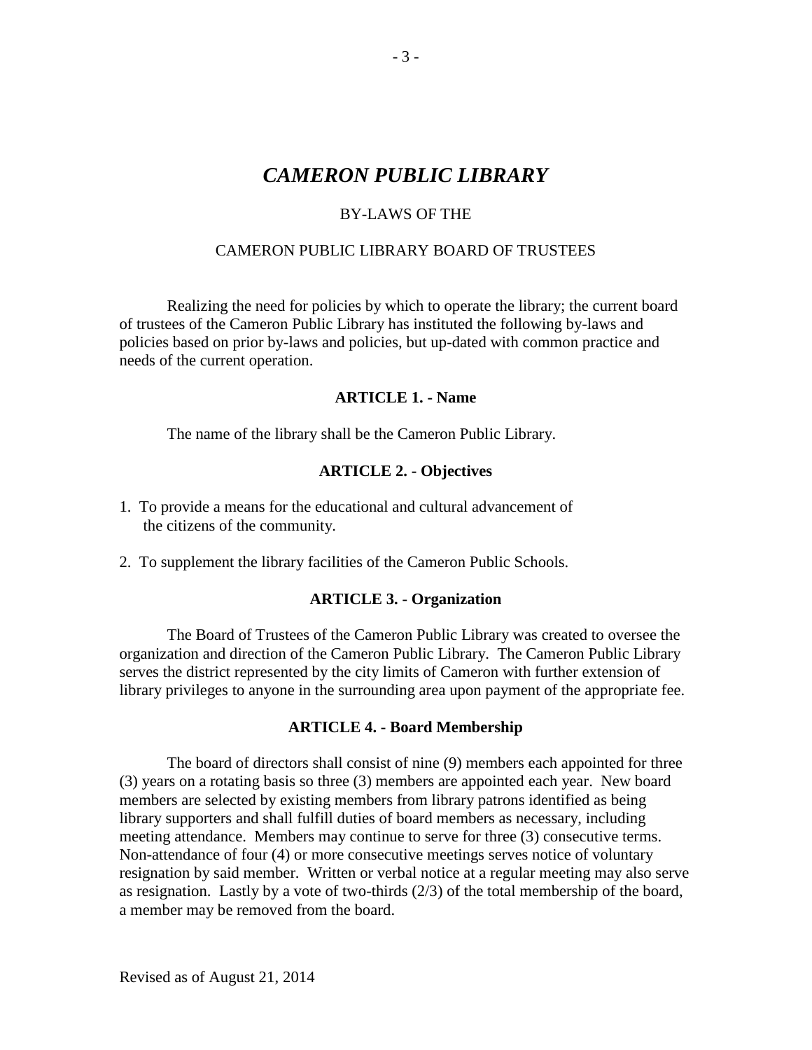# *CAMERON PUBLIC LIBRARY*

BY-LAWS OF THE

CAMERON PUBLIC LIBRARY BOARD OF TRUSTEES

Realizing the need for policies by which to operate the library; the current board of trustees of the Cameron Public Library has instituted the following by-laws and policies based on prior by-laws and policies, but up-dated with common practice and needs of the current operation.

### ARTICLE 1. - Name

The name of the library shall be the Cameron Public Library.

### ARTICLE 2. - Objectives

1. To provide a means for the educational and cultural advancement of the citizens of the community.
2. To supplement the library facilities of the Cameron Public Schools.

### ARTICLE 3. - Organization

The Board of Trustees of the Cameron Public Library was created to oversee the organization and direction of the Cameron Public Library. The Cameron Public Library serves the district represented by the city limits of Cameron with further extension of library privileges to anyone in the surrounding area upon payment of the appropriate fee.

### ARTICLE 4. - Board Membership

The board of directors shall consist of nine (9) members each appointed for three (3) years on a rotating basis so three (3) members are appointed each year. New board members are selected by existing members from library patrons identified as being library supporters and shall fulfill duties of board members as necessary, including meeting attendance. Members may continue to serve for three (3) consecutive terms. Non-attendance of four (4) or more consecutive meetings serves notice of voluntary resignation by said member. Written or verbal notice at a regular meeting may also serve as resignation. Lastly by a vote of two-thirds (2/3) of the total membership of the board, a member may be removed from the board.

Revised as of August 21, 2014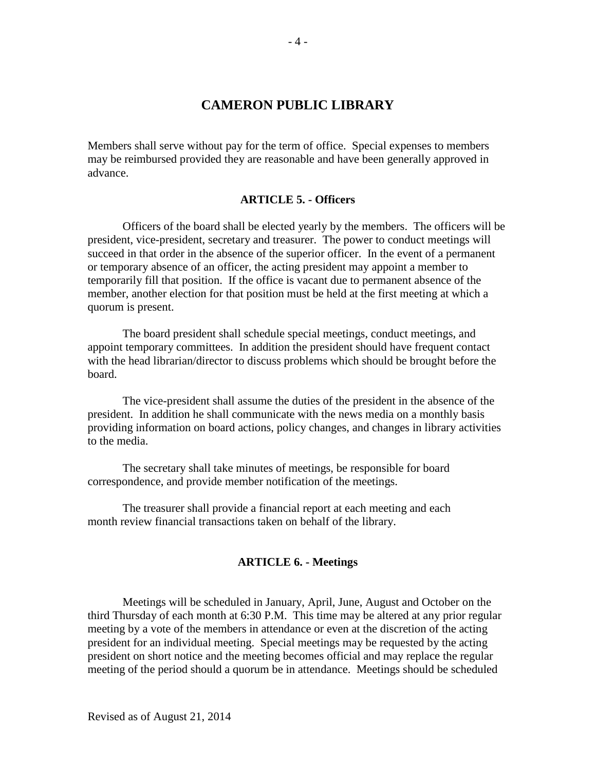# CAMERON PUBLIC LIBRARY

Members shall serve without pay for the term of office. Special expenses to members may be reimbursed provided they are reasonable and have been generally approved in advance.

### ARTICLE 5. - Officers

Officers of the board shall be elected yearly by the members. The officers will be president, vice-president, secretary and treasurer. The power to conduct meetings will succeed in that order in the absence of the superior officer. In the event of a permanent or temporary absence of an officer, the acting president may appoint a member to temporarily fill that position. If the office is vacant due to permanent absence of the member, another election for that position must be held at the first meeting at which a quorum is present.

The board president shall schedule special meetings, conduct meetings, and appoint temporary committees. In addition the president should have frequent contact with the head librarian/director to discuss problems which should be brought before the board.

The vice-president shall assume the duties of the president in the absence of the president. In addition he shall communicate with the news media on a monthly basis providing information on board actions, policy changes, and changes in library activities to the media.

The secretary shall take minutes of meetings, be responsible for board correspondence, and provide member notification of the meetings.

The treasurer shall provide a financial report at each meeting and each month review financial transactions taken on behalf of the library.

### ARTICLE 6. - Meetings

Meetings will be scheduled in January, April, June, August and October on the third Thursday of each month at 6:30 P.M. This time may be altered at any prior regular meeting by a vote of the members in attendance or even at the discretion of the acting president for an individual meeting. Special meetings may be requested by the acting president on short notice and the meeting becomes official and may replace the regular meeting of the period should a quorum be in attendance. Meetings should be scheduled

Revised as of August 21, 2014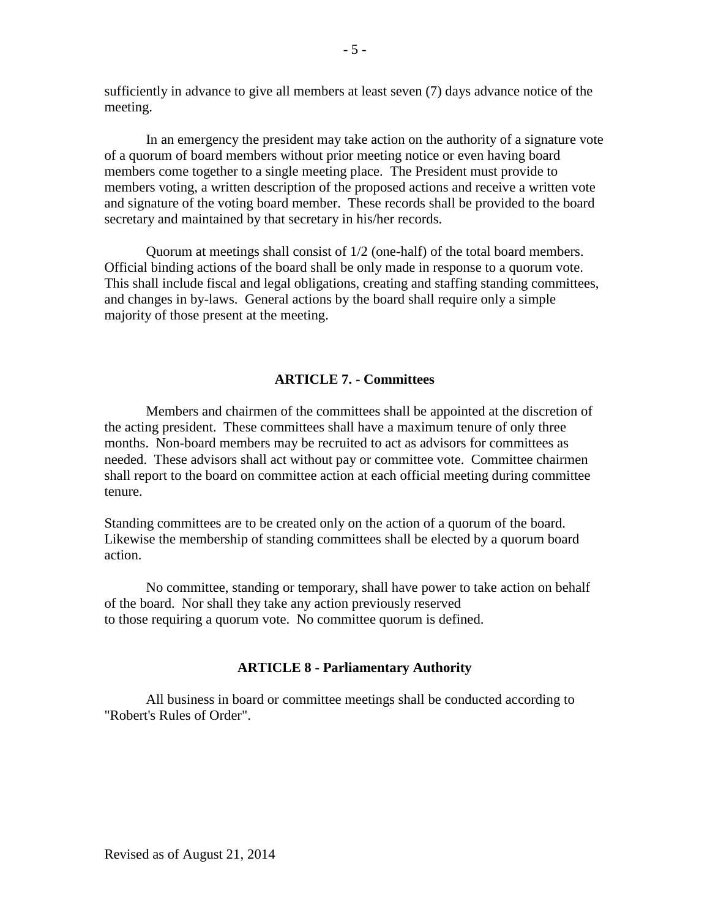sufficiently in advance to give all members at least seven (7) days advance notice of the meeting.

In an emergency the president may take action on the authority of a signature vote of a quorum of board members without prior meeting notice or even having board members come together to a single meeting place. The President must provide to members voting, a written description of the proposed actions and receive a written vote and signature of the voting board member. These records shall be provided to the board secretary and maintained by that secretary in his/her records.

Quorum at meetings shall consist of 1/2 (one-half) of the total board members. Official binding actions of the board shall be only made in response to a quorum vote. This shall include fiscal and legal obligations, creating and staffing standing committees, and changes in by-laws. General actions by the board shall require only a simple majority of those present at the meeting.

## ARTICLE 7. - Committees

Members and chairmen of the committees shall be appointed at the discretion of the acting president. These committees shall have a maximum tenure of only three months. Non-board members may be recruited to act as advisors for committees as needed. These advisors shall act without pay or committee vote. Committee chairmen shall report to the board on committee action at each official meeting during committee tenure.

Standing committees are to be created only on the action of a quorum of the board. Likewise the membership of standing committees shall be elected by a quorum board action.

No committee, standing or temporary, shall have power to take action on behalf of the board. Nor shall they take any action previously reserved to those requiring a quorum vote. No committee quorum is defined.

## ARTICLE 8 - Parliamentary Authority

All business in board or committee meetings shall be conducted according to "Robert's Rules of Order".

Revised as of August 21, 2014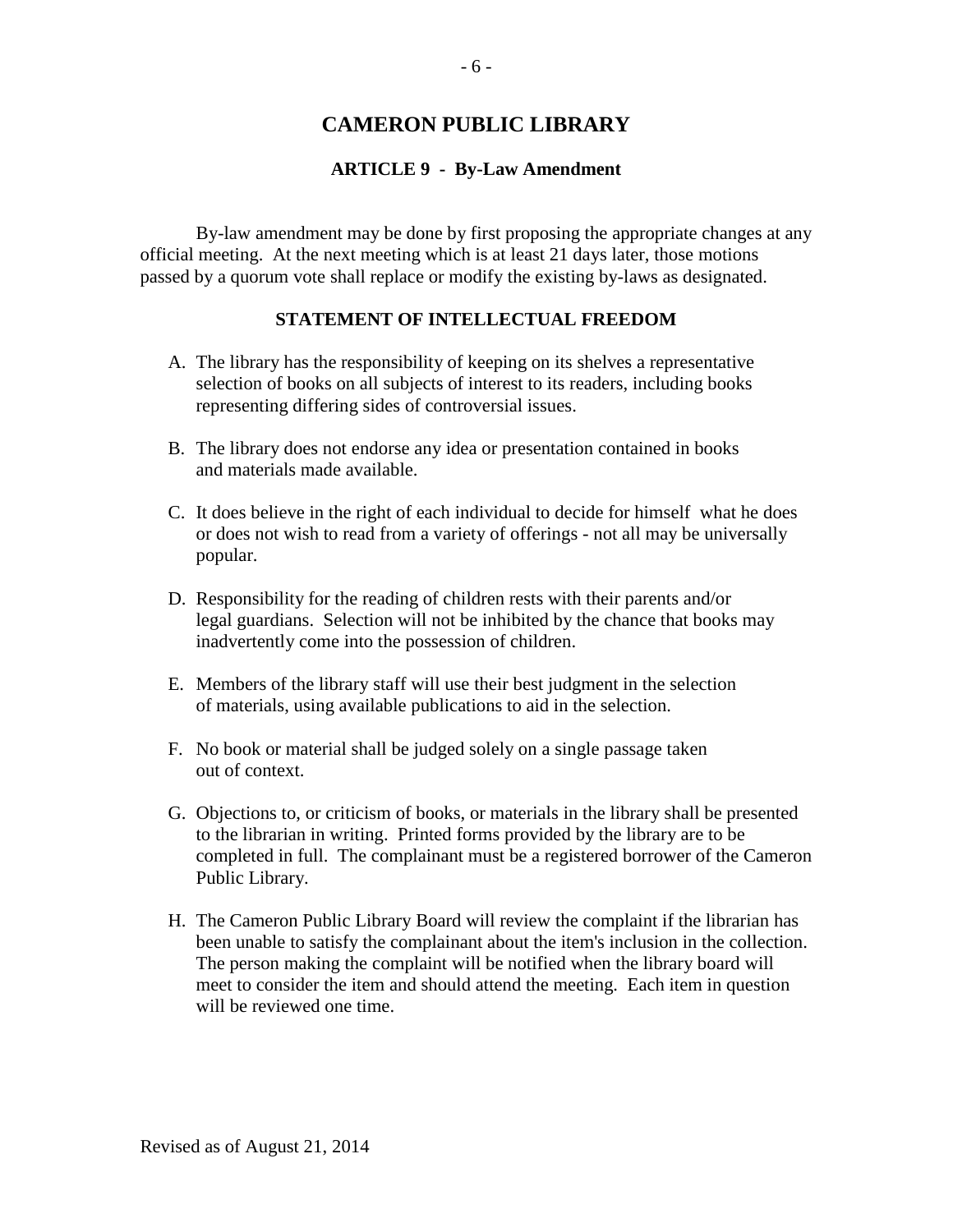# CAMERON PUBLIC LIBRARY

## ARTICLE 9 - By-Law Amendment

By-law amendment may be done by first proposing the appropriate changes at any official meeting. At the next meeting which is at least 21 days later, those motions passed by a quorum vote shall replace or modify the existing by-laws as designated.

## STATEMENT OF INTELLECTUAL FREEDOM

A. The library has the responsibility of keeping on its shelves a representative selection of books on all subjects of interest to its readers, including books representing differing sides of controversial issues.

B. The library does not endorse any idea or presentation contained in books and materials made available.

C. It does believe in the right of each individual to decide for himself what he does or does not wish to read from a variety of offerings - not all may be universally popular.

D. Responsibility for the reading of children rests with their parents and/or legal guardians. Selection will not be inhibited by the chance that books may inadvertently come into the possession of children.

E. Members of the library staff will use their best judgment in the selection of materials, using available publications to aid in the selection.

F. No book or material shall be judged solely on a single passage taken out of context.

G. Objections to, or criticism of books, or materials in the library shall be presented to the librarian in writing. Printed forms provided by the library are to be completed in full. The complainant must be a registered borrower of the Cameron Public Library.

H. The Cameron Public Library Board will review the complaint if the librarian has been unable to satisfy the complainant about the item's inclusion in the collection. The person making the complaint will be notified when the library board will meet to consider the item and should attend the meeting. Each item in question will be reviewed one time.

Revised as of August 21, 2014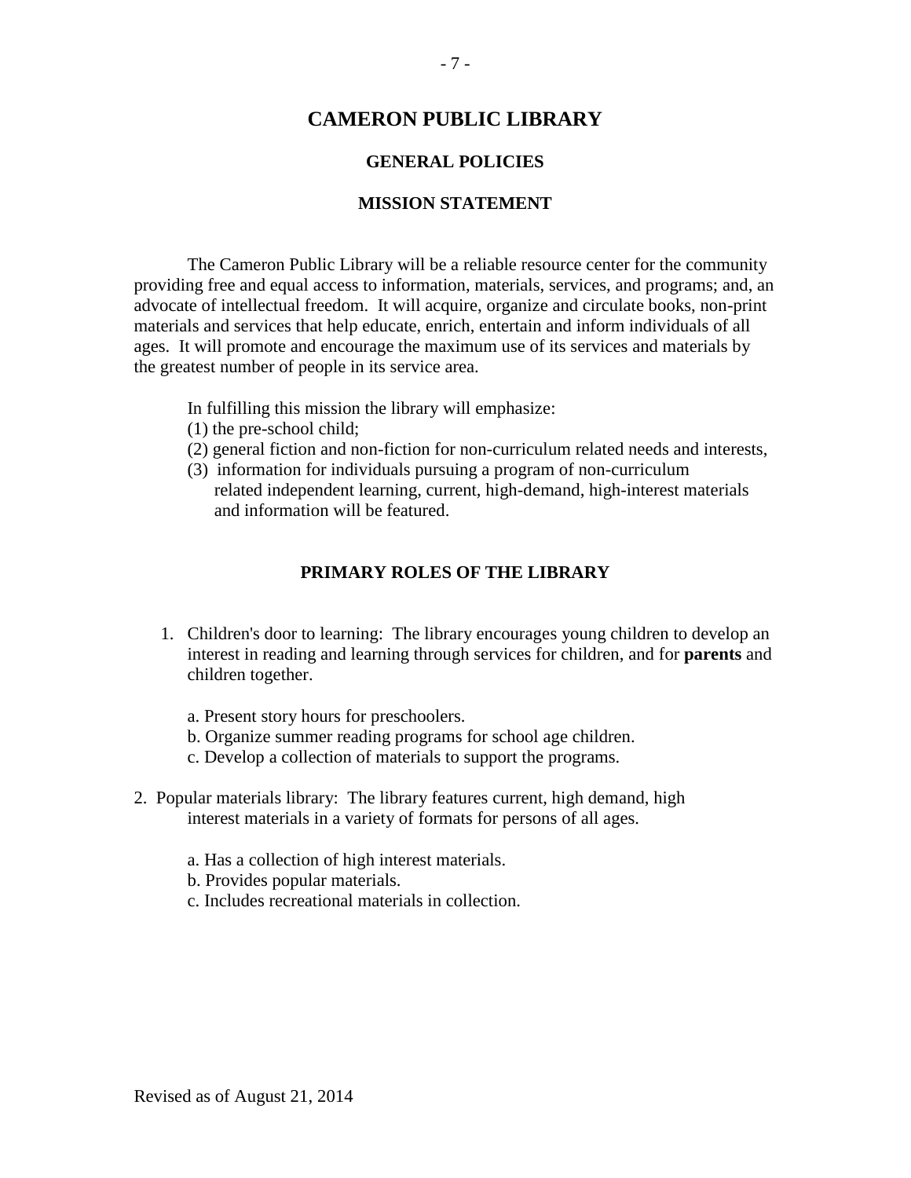# CAMERON PUBLIC LIBRARY

## GENERAL POLICIES

## MISSION STATEMENT

The Cameron Public Library will be a reliable resource center for the community providing free and equal access to information, materials, services, and programs; and, an advocate of intellectual freedom. It will acquire, organize and circulate books, non-print materials and services that help educate, enrich, entertain and inform individuals of all ages. It will promote and encourage the maximum use of its services and materials by the greatest number of people in its service area.

In fulfilling this mission the library will emphasize:
(1) the pre-school child;
(2) general fiction and non-fiction for non-curriculum related needs and interests,
(3) information for individuals pursuing a program of non-curriculum related independent learning, current, high-demand, high-interest materials and information will be featured.

## PRIMARY ROLES OF THE LIBRARY

1. Children's door to learning: The library encourages young children to develop an interest in reading and learning through services for children, and for **parents** and children together.

   a. Present story hours for preschoolers.
   b. Organize summer reading programs for school age children.
   c. Develop a collection of materials to support the programs.

2. Popular materials library: The library features current, high demand, high interest materials in a variety of formats for persons of all ages.

   a. Has a collection of high interest materials.
   b. Provides popular materials.
   c. Includes recreational materials in collection.

Revised as of August 21, 2014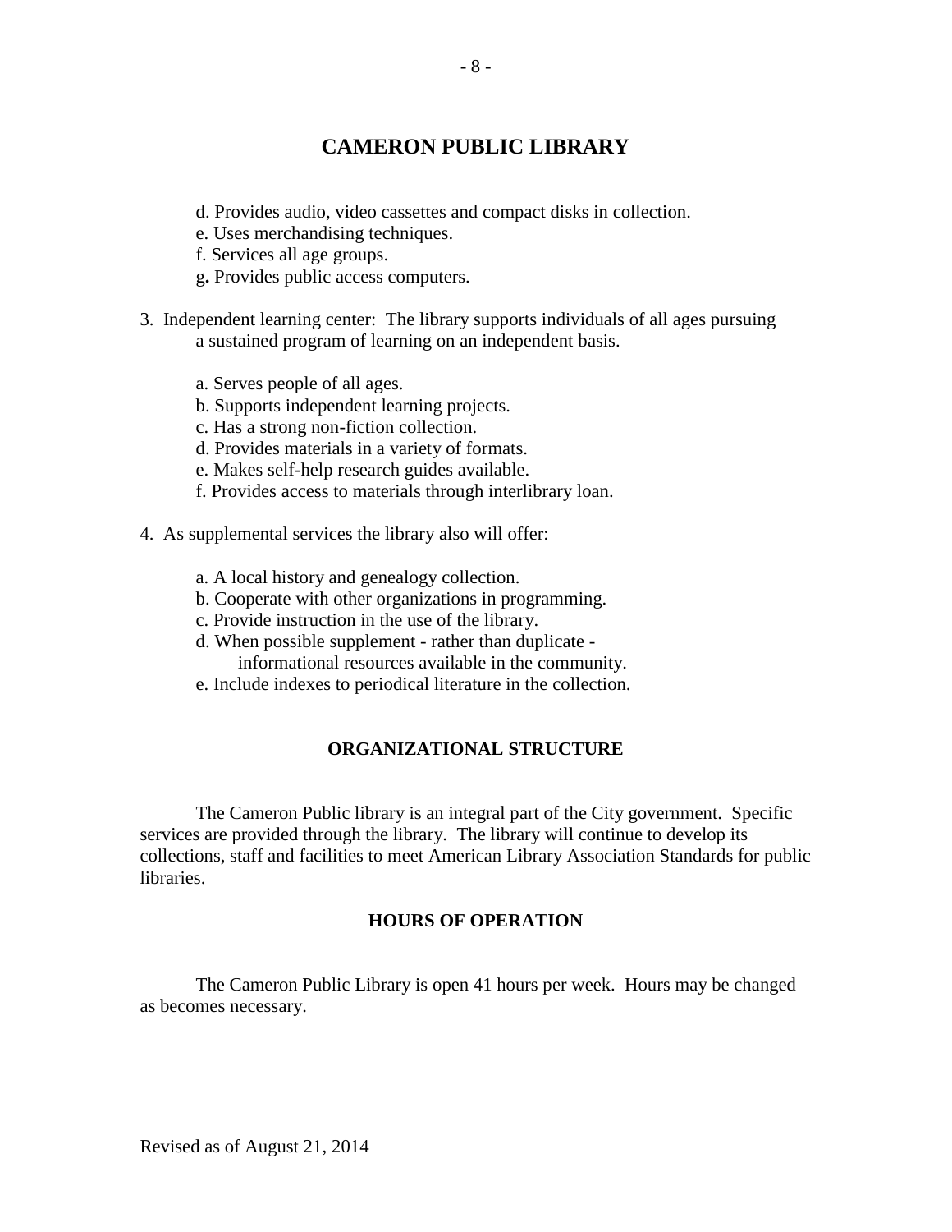# CAMERON PUBLIC LIBRARY

d. Provides audio, video cassettes and compact disks in collection.
e. Uses merchandising techniques.
f. Services all age groups.
g**.** Provides public access computers.

3. Independent learning center: The library supports individuals of all ages pursuing a sustained program of learning on an independent basis.

   a. Serves people of all ages.
   b. Supports independent learning projects.
   c. Has a strong non-fiction collection.
   d. Provides materials in a variety of formats.
   e. Makes self-help research guides available.
   f. Provides access to materials through interlibrary loan.

4. As supplemental services the library also will offer:

   a. A local history and genealogy collection.
   b. Cooperate with other organizations in programming.
   c. Provide instruction in the use of the library.
   d. When possible supplement - rather than duplicate - informational resources available in the community.
   e. Include indexes to periodical literature in the collection.

## ORGANIZATIONAL STRUCTURE

The Cameron Public library is an integral part of the City government. Specific services are provided through the library. The library will continue to develop its collections, staff and facilities to meet American Library Association Standards for public libraries.

## HOURS OF OPERATION

The Cameron Public Library is open 41 hours per week. Hours may be changed as becomes necessary.

Revised as of August 21, 2014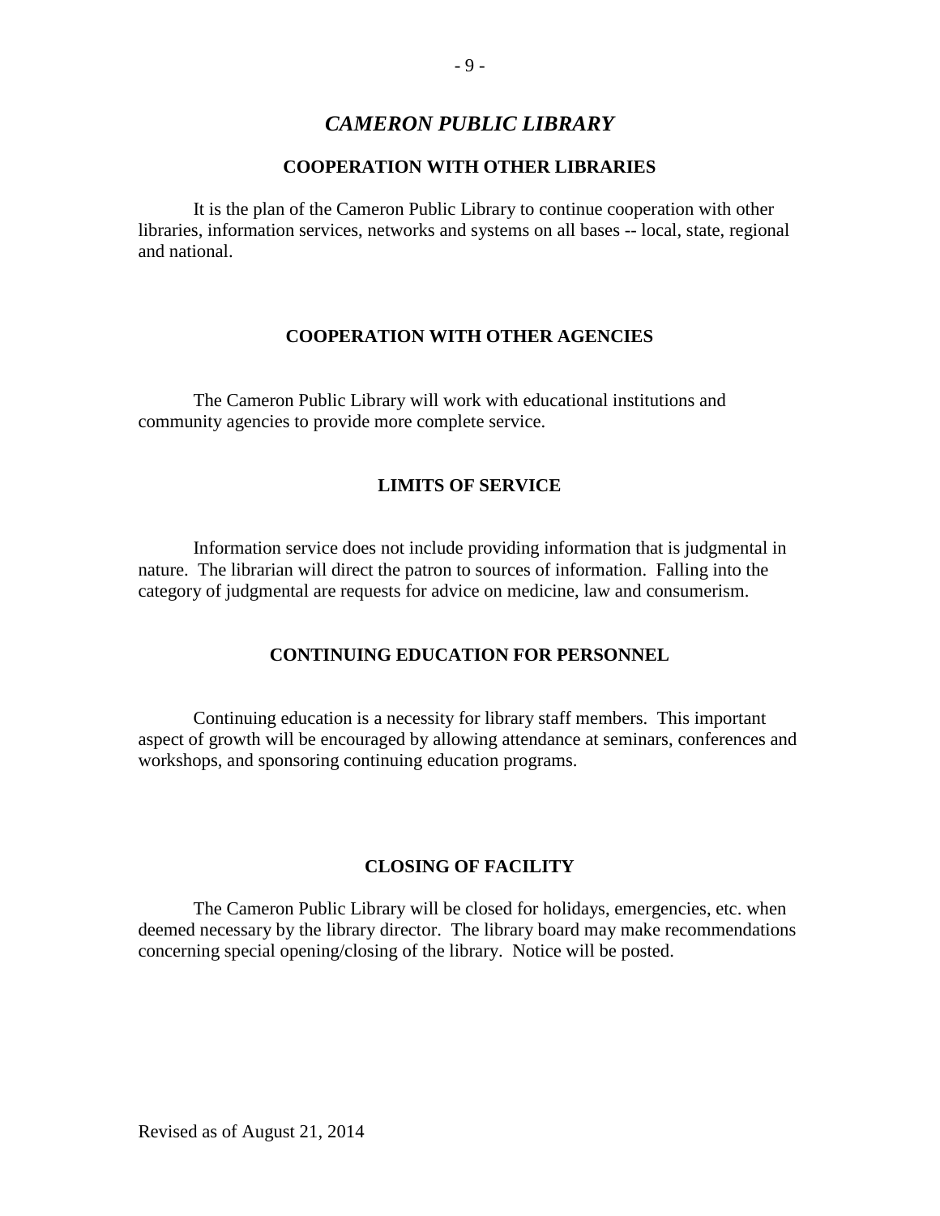# *CAMERON PUBLIC LIBRARY*

## COOPERATION WITH OTHER LIBRARIES

It is the plan of the Cameron Public Library to continue cooperation with other libraries, information services, networks and systems on all bases -- local, state, regional and national.

## COOPERATION WITH OTHER AGENCIES

The Cameron Public Library will work with educational institutions and community agencies to provide more complete service.

## LIMITS OF SERVICE

Information service does not include providing information that is judgmental in nature. The librarian will direct the patron to sources of information. Falling into the category of judgmental are requests for advice on medicine, law and consumerism.

## CONTINUING EDUCATION FOR PERSONNEL

Continuing education is a necessity for library staff members. This important aspect of growth will be encouraged by allowing attendance at seminars, conferences and workshops, and sponsoring continuing education programs.

## CLOSING OF FACILITY

The Cameron Public Library will be closed for holidays, emergencies, etc. when deemed necessary by the library director. The library board may make recommendations concerning special opening/closing of the library. Notice will be posted.

Revised as of August 21, 2014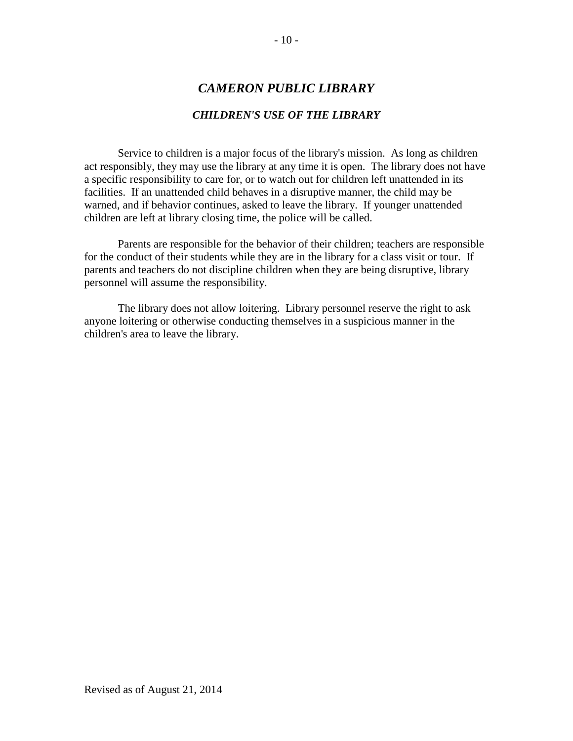# *CAMERON PUBLIC LIBRARY*

## *CHILDREN'S USE OF THE LIBRARY*

Service to children is a major focus of the library's mission. As long as children act responsibly, they may use the library at any time it is open. The library does not have a specific responsibility to care for, or to watch out for children left unattended in its facilities. If an unattended child behaves in a disruptive manner, the child may be warned, and if behavior continues, asked to leave the library. If younger unattended children are left at library closing time, the police will be called.

Parents are responsible for the behavior of their children; teachers are responsible for the conduct of their students while they are in the library for a class visit or tour. If parents and teachers do not discipline children when they are being disruptive, library personnel will assume the responsibility.

The library does not allow loitering. Library personnel reserve the right to ask anyone loitering or otherwise conducting themselves in a suspicious manner in the children's area to leave the library.

Revised as of August 21, 2014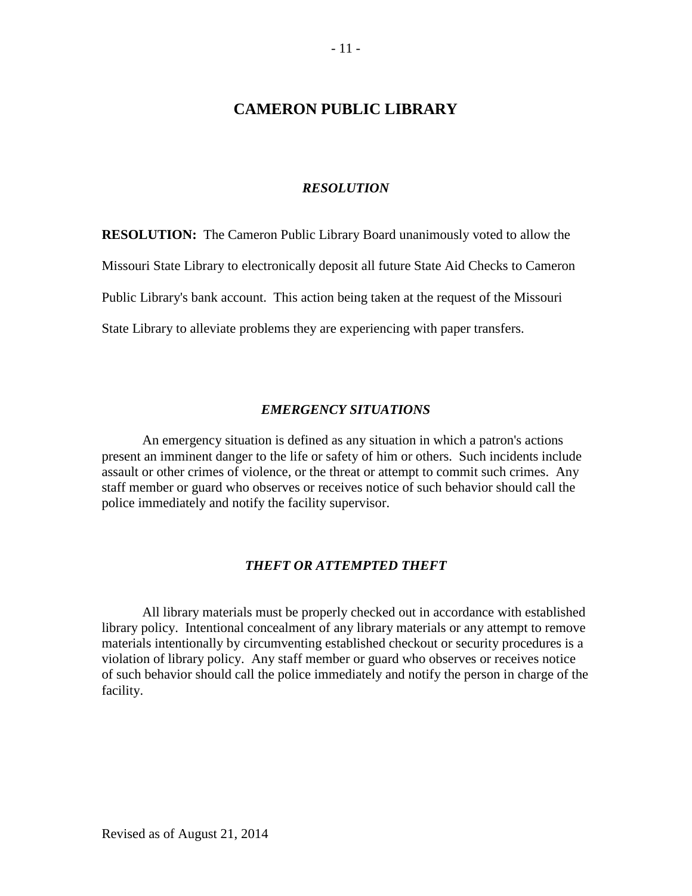# CAMERON PUBLIC LIBRARY

### *RESOLUTION*

**RESOLUTION:** The Cameron Public Library Board unanimously voted to allow the Missouri State Library to electronically deposit all future State Aid Checks to Cameron Public Library's bank account. This action being taken at the request of the Missouri State Library to alleviate problems they are experiencing with paper transfers.

### *EMERGENCY SITUATIONS*

An emergency situation is defined as any situation in which a patron's actions present an imminent danger to the life or safety of him or others. Such incidents include assault or other crimes of violence, or the threat or attempt to commit such crimes. Any staff member or guard who observes or receives notice of such behavior should call the police immediately and notify the facility supervisor.

### *THEFT OR ATTEMPTED THEFT*

All library materials must be properly checked out in accordance with established library policy. Intentional concealment of any library materials or any attempt to remove materials intentionally by circumventing established checkout or security procedures is a violation of library policy. Any staff member or guard who observes or receives notice of such behavior should call the police immediately and notify the person in charge of the facility.

Revised as of August 21, 2014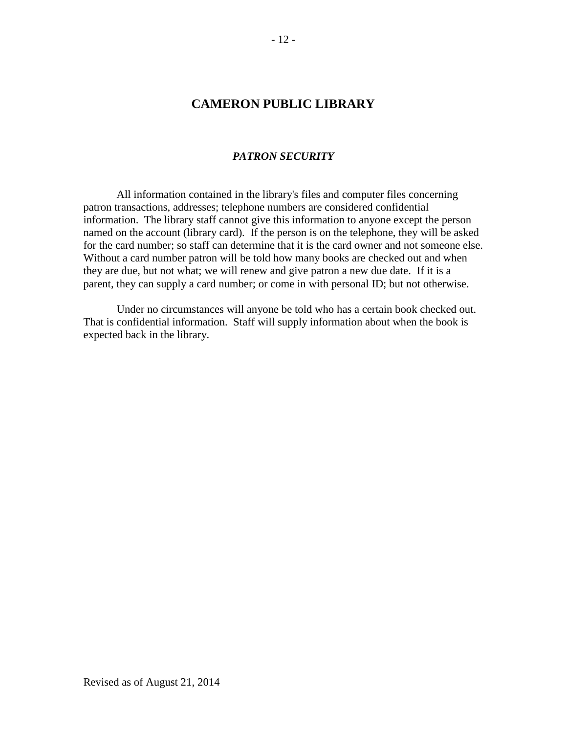# CAMERON PUBLIC LIBRARY

## *PATRON SECURITY*

All information contained in the library's files and computer files concerning patron transactions, addresses; telephone numbers are considered confidential information. The library staff cannot give this information to anyone except the person named on the account (library card). If the person is on the telephone, they will be asked for the card number; so staff can determine that it is the card owner and not someone else. Without a card number patron will be told how many books are checked out and when they are due, but not what; we will renew and give patron a new due date. If it is a parent, they can supply a card number; or come in with personal ID; but not otherwise.

Under no circumstances will anyone be told who has a certain book checked out. That is confidential information. Staff will supply information about when the book is expected back in the library.

Revised as of August 21, 2014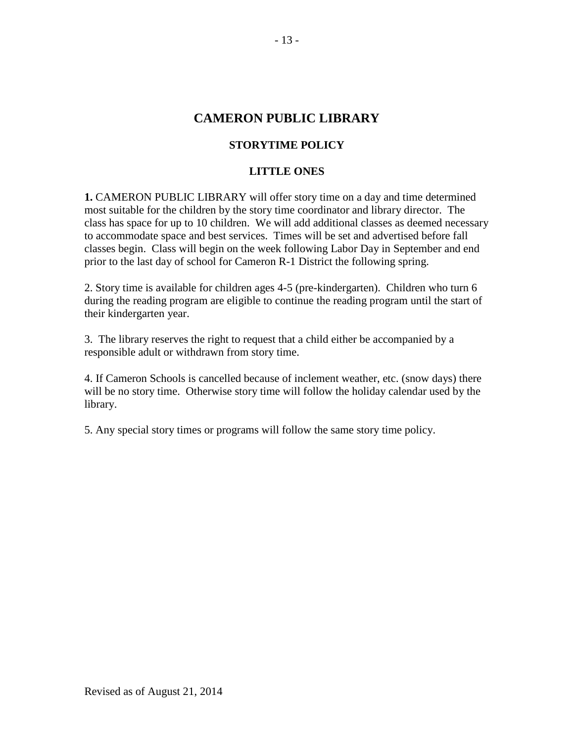# CAMERON PUBLIC LIBRARY

## STORYTIME POLICY

### LITTLE ONES

**1.** CAMERON PUBLIC LIBRARY will offer story time on a day and time determined most suitable for the children by the story time coordinator and library director. The class has space for up to 10 children. We will add additional classes as deemed necessary to accommodate space and best services. Times will be set and advertised before fall classes begin. Class will begin on the week following Labor Day in September and end prior to the last day of school for Cameron R-1 District the following spring.

2. Story time is available for children ages 4-5 (pre-kindergarten). Children who turn 6 during the reading program are eligible to continue the reading program until the start of their kindergarten year.

3. The library reserves the right to request that a child either be accompanied by a responsible adult or withdrawn from story time.

4. If Cameron Schools is cancelled because of inclement weather, etc. (snow days) there will be no story time. Otherwise story time will follow the holiday calendar used by the library.

5. Any special story times or programs will follow the same story time policy.

Revised as of August 21, 2014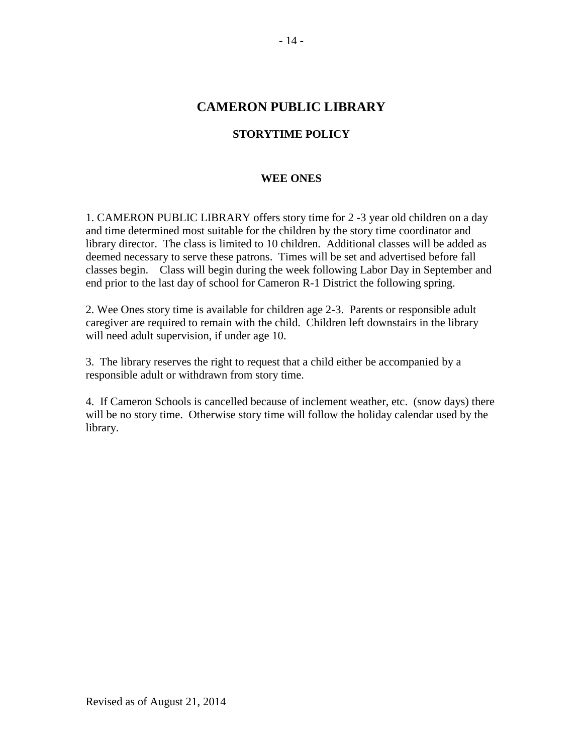# CAMERON PUBLIC LIBRARY

## STORYTIME POLICY

### WEE ONES

1. CAMERON PUBLIC LIBRARY offers story time for 2 -3 year old children on a day and time determined most suitable for the children by the story time coordinator and library director. The class is limited to 10 children. Additional classes will be added as deemed necessary to serve these patrons. Times will be set and advertised before fall classes begin. Class will begin during the week following Labor Day in September and end prior to the last day of school for Cameron R-1 District the following spring.

2. Wee Ones story time is available for children age 2-3. Parents or responsible adult caregiver are required to remain with the child. Children left downstairs in the library will need adult supervision, if under age 10.

3. The library reserves the right to request that a child either be accompanied by a responsible adult or withdrawn from story time.

4. If Cameron Schools is cancelled because of inclement weather, etc. (snow days) there will be no story time. Otherwise story time will follow the holiday calendar used by the library.

Revised as of August 21, 2014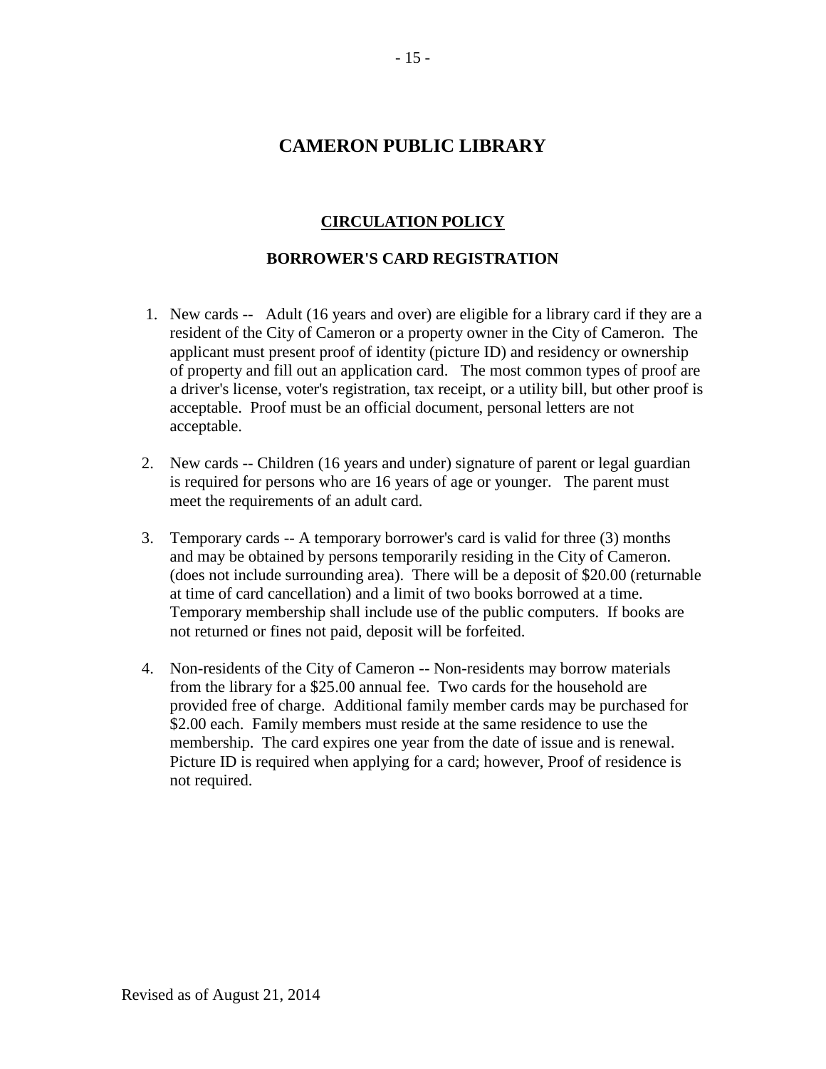# CAMERON PUBLIC LIBRARY

## CIRCULATION POLICY

### BORROWER'S CARD REGISTRATION

1. New cards -- Adult (16 years and over) are eligible for a library card if they are a resident of the City of Cameron or a property owner in the City of Cameron. The applicant must present proof of identity (picture ID) and residency or ownership of property and fill out an application card. The most common types of proof are a driver's license, voter's registration, tax receipt, or a utility bill, but other proof is acceptable. Proof must be an official document, personal letters are not acceptable.

2. New cards -- Children (16 years and under) signature of parent or legal guardian is required for persons who are 16 years of age or younger. The parent must meet the requirements of an adult card.

3. Temporary cards -- A temporary borrower's card is valid for three (3) months and may be obtained by persons temporarily residing in the City of Cameron. (does not include surrounding area). There will be a deposit of $20.00 (returnable at time of card cancellation) and a limit of two books borrowed at a time. Temporary membership shall include use of the public computers. If books are not returned or fines not paid, deposit will be forfeited.

4. Non-residents of the City of Cameron -- Non-residents may borrow materials from the library for a $25.00 annual fee. Two cards for the household are provided free of charge. Additional family member cards may be purchased for $2.00 each. Family members must reside at the same residence to use the membership. The card expires one year from the date of issue and is renewal. Picture ID is required when applying for a card; however, Proof of residence is not required.

Revised as of August 21, 2014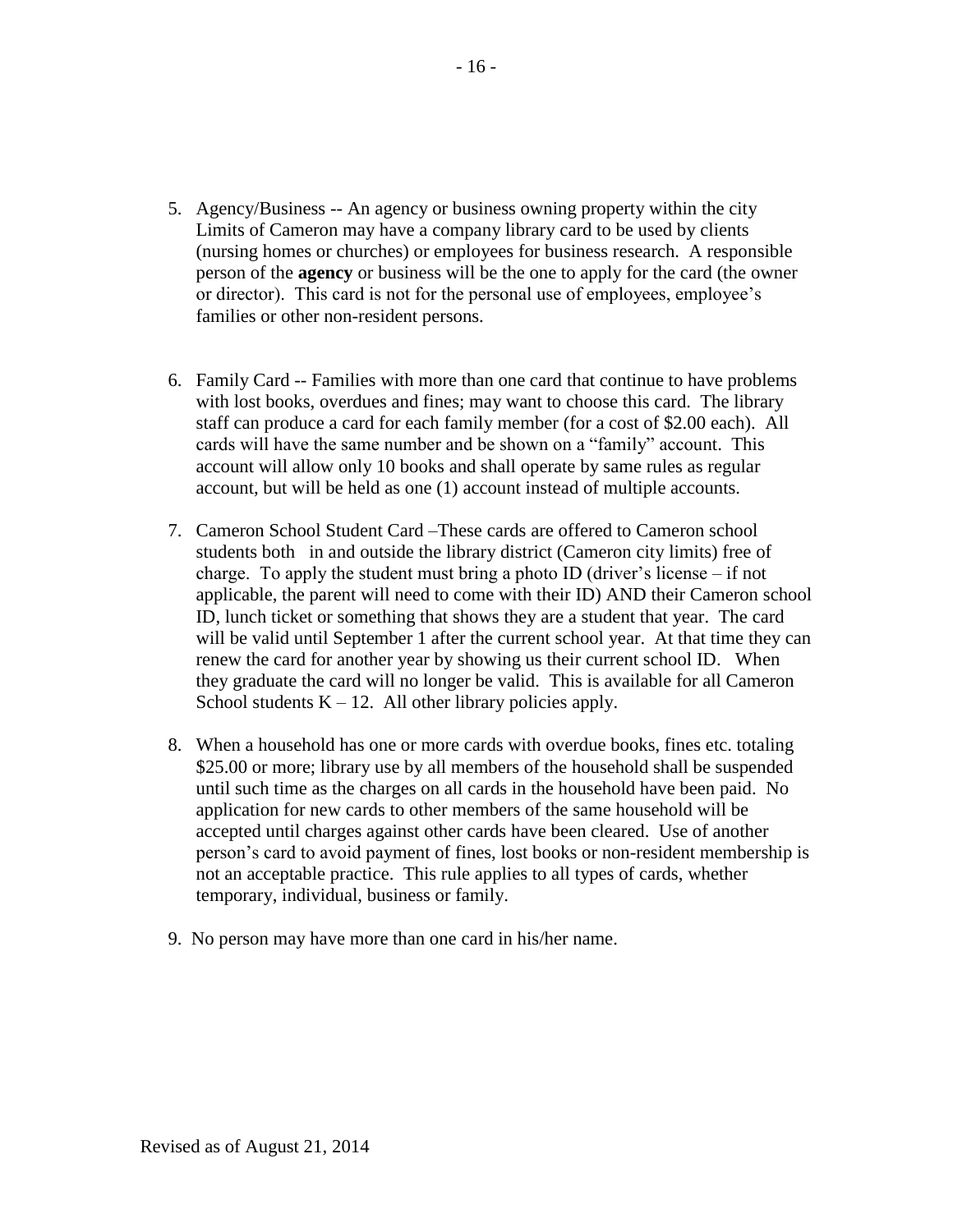5. Agency/Business -- An agency or business owning property within the city Limits of Cameron may have a company library card to be used by clients (nursing homes or churches) or employees for business research. A responsible person of the **agency** or business will be the one to apply for the card (the owner or director). This card is not for the personal use of employees, employee's families or other non-resident persons.

6. Family Card -- Families with more than one card that continue to have problems with lost books, overdues and fines; may want to choose this card. The library staff can produce a card for each family member (for a cost of $2.00 each). All cards will have the same number and be shown on a "family" account. This account will allow only 10 books and shall operate by same rules as regular account, but will be held as one (1) account instead of multiple accounts.

7. Cameron School Student Card –These cards are offered to Cameron school students both in and outside the library district (Cameron city limits) free of charge. To apply the student must bring a photo ID (driver's license – if not applicable, the parent will need to come with their ID) AND their Cameron school ID, lunch ticket or something that shows they are a student that year. The card will be valid until September 1 after the current school year. At that time they can renew the card for another year by showing us their current school ID. When they graduate the card will no longer be valid. This is available for all Cameron School students K – 12. All other library policies apply.

8. When a household has one or more cards with overdue books, fines etc. totaling $25.00 or more; library use by all members of the household shall be suspended until such time as the charges on all cards in the household have been paid. No application for new cards to other members of the same household will be accepted until charges against other cards have been cleared. Use of another person's card to avoid payment of fines, lost books or non-resident membership is not an acceptable practice. This rule applies to all types of cards, whether temporary, individual, business or family.

9. No person may have more than one card in his/her name.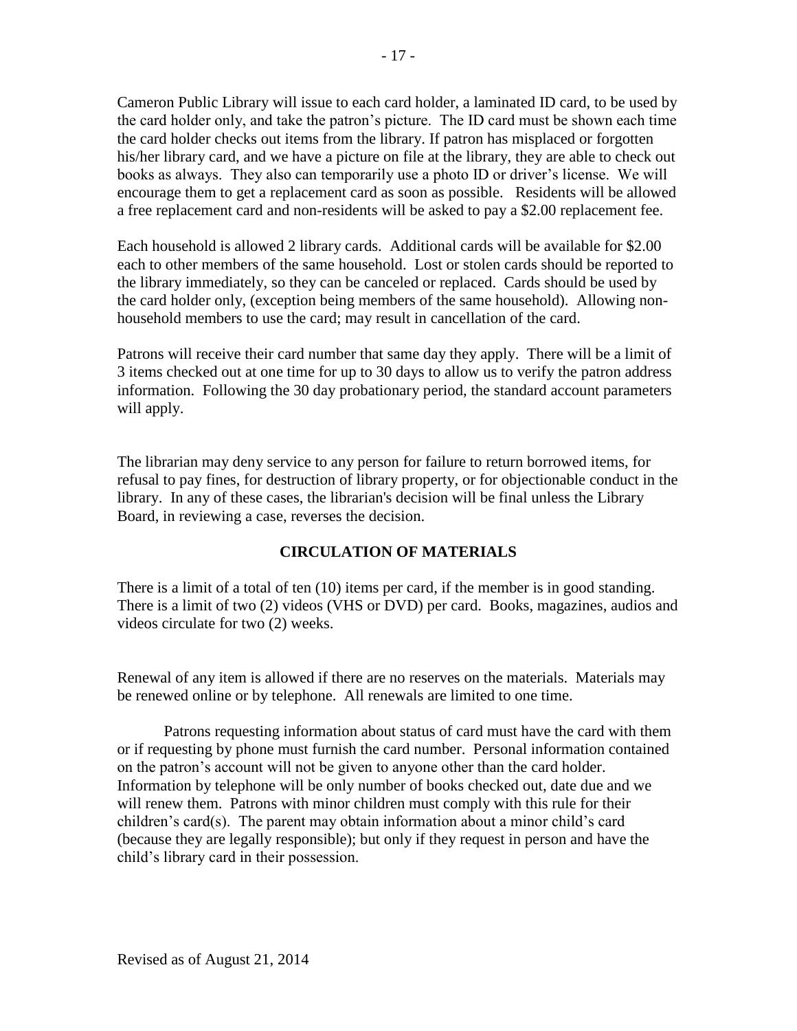Cameron Public Library will issue to each card holder, a laminated ID card, to be used by the card holder only, and take the patron's picture. The ID card must be shown each time the card holder checks out items from the library. If patron has misplaced or forgotten his/her library card, and we have a picture on file at the library, they are able to check out books as always. They also can temporarily use a photo ID or driver's license. We will encourage them to get a replacement card as soon as possible. Residents will be allowed a free replacement card and non-residents will be asked to pay a $2.00 replacement fee.

Each household is allowed 2 library cards. Additional cards will be available for $2.00 each to other members of the same household. Lost or stolen cards should be reported to the library immediately, so they can be canceled or replaced. Cards should be used by the card holder only, (exception being members of the same household). Allowing non-household members to use the card; may result in cancellation of the card.

Patrons will receive their card number that same day they apply. There will be a limit of 3 items checked out at one time for up to 30 days to allow us to verify the patron address information. Following the 30 day probationary period, the standard account parameters will apply.

The librarian may deny service to any person for failure to return borrowed items, for refusal to pay fines, for destruction of library property, or for objectionable conduct in the library. In any of these cases, the librarian's decision will be final unless the Library Board, in reviewing a case, reverses the decision.

## CIRCULATION OF MATERIALS

There is a limit of a total of ten (10) items per card, if the member is in good standing. There is a limit of two (2) videos (VHS or DVD) per card. Books, magazines, audios and videos circulate for two (2) weeks.

Renewal of any item is allowed if there are no reserves on the materials. Materials may be renewed online or by telephone. All renewals are limited to one time.

Patrons requesting information about status of card must have the card with them or if requesting by phone must furnish the card number. Personal information contained on the patron's account will not be given to anyone other than the card holder. Information by telephone will be only number of books checked out, date due and we will renew them. Patrons with minor children must comply with this rule for their children's card(s). The parent may obtain information about a minor child's card (because they are legally responsible); but only if they request in person and have the child's library card in their possession.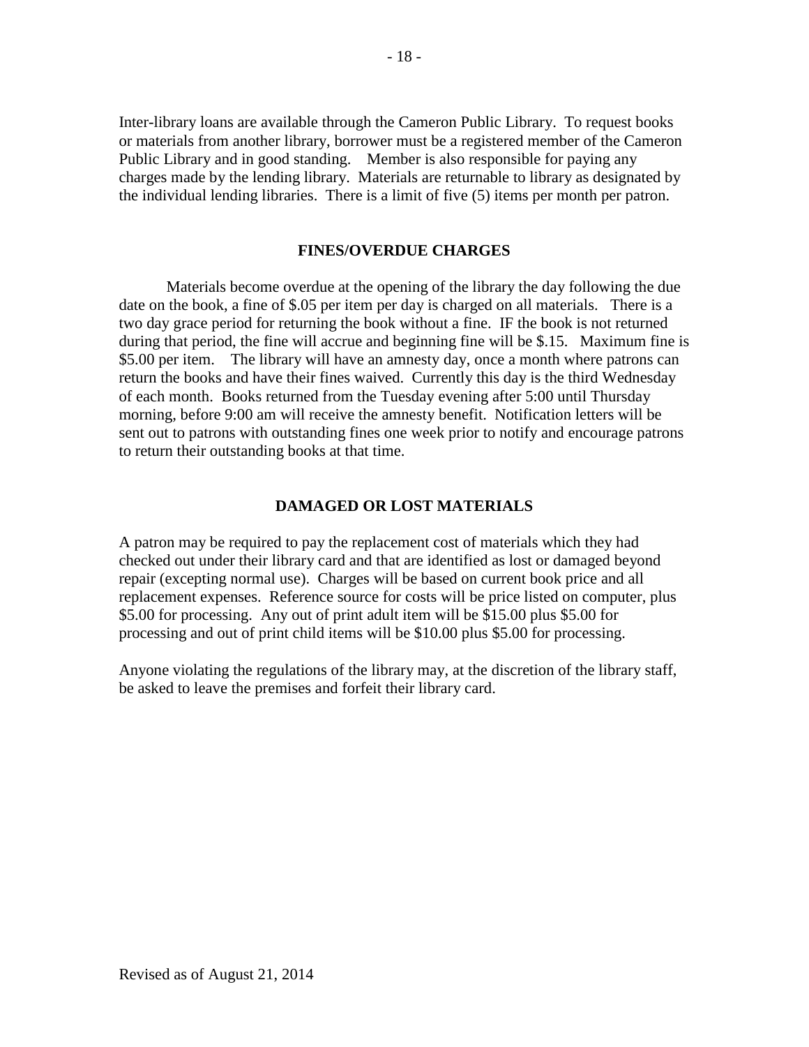Inter-library loans are available through the Cameron Public Library. To request books or materials from another library, borrower must be a registered member of the Cameron Public Library and in good standing. Member is also responsible for paying any charges made by the lending library. Materials are returnable to library as designated by the individual lending libraries. There is a limit of five (5) items per month per patron.

## FINES/OVERDUE CHARGES

Materials become overdue at the opening of the library the day following the due date on the book, a fine of $.05 per item per day is charged on all materials. There is a two day grace period for returning the book without a fine. IF the book is not returned during that period, the fine will accrue and beginning fine will be $.15. Maximum fine is $5.00 per item. The library will have an amnesty day, once a month where patrons can return the books and have their fines waived. Currently this day is the third Wednesday of each month. Books returned from the Tuesday evening after 5:00 until Thursday morning, before 9:00 am will receive the amnesty benefit. Notification letters will be sent out to patrons with outstanding fines one week prior to notify and encourage patrons to return their outstanding books at that time.

## DAMAGED OR LOST MATERIALS

A patron may be required to pay the replacement cost of materials which they had checked out under their library card and that are identified as lost or damaged beyond repair (excepting normal use). Charges will be based on current book price and all replacement expenses. Reference source for costs will be price listed on computer, plus $5.00 for processing. Any out of print adult item will be $15.00 plus $5.00 for processing and out of print child items will be $10.00 plus $5.00 for processing.

Anyone violating the regulations of the library may, at the discretion of the library staff, be asked to leave the premises and forfeit their library card.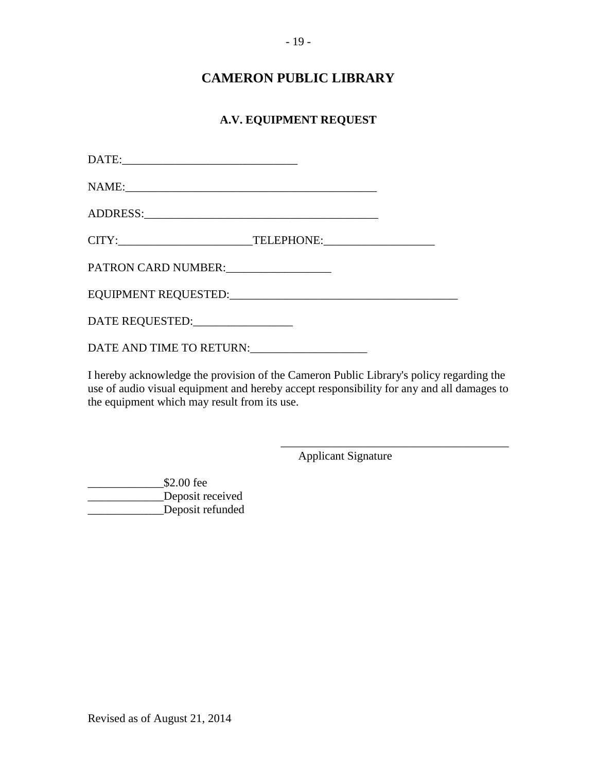# CAMERON PUBLIC LIBRARY

## A.V. EQUIPMENT REQUEST

DATE:______________________________

NAME:____________________________________________

ADDRESS:_________________________________________

CITY:_______________________TELEPHONE:___________________

PATRON CARD NUMBER:__________________

EQUIPMENT REQUESTED:________________________________________

DATE REQUESTED:_________________

DATE AND TIME TO RETURN:____________________

I hereby acknowledge the provision of the Cameron Public Library's policy regarding the use of audio visual equipment and hereby accept responsibility for any and all damages to the equipment which may result from its use.

________________________________________
Applicant Signature

_____________$2.00 fee
_____________Deposit received
_____________Deposit refunded

Revised as of August 21, 2014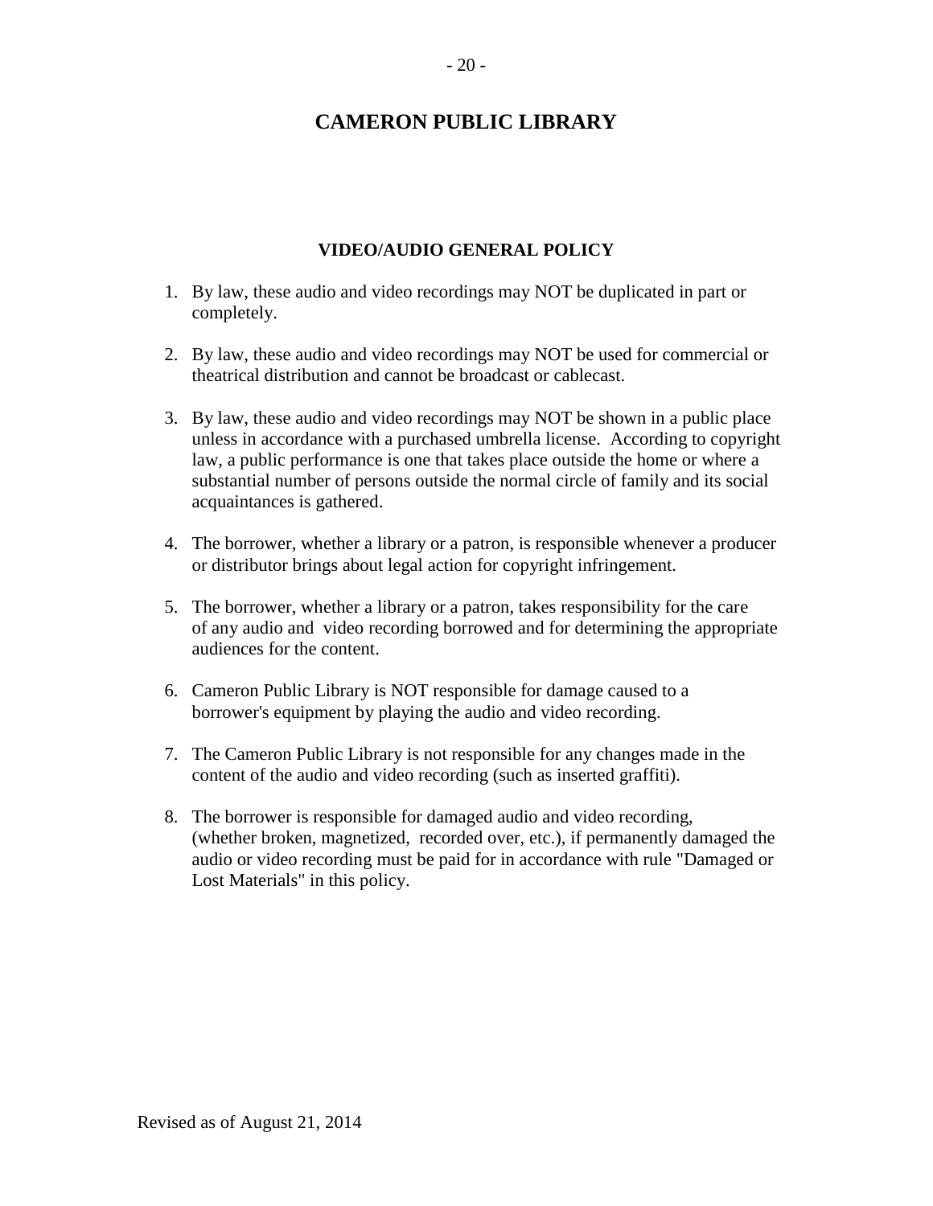# CAMERON PUBLIC LIBRARY

## VIDEO/AUDIO GENERAL POLICY

1. By law, these audio and video recordings may NOT be duplicated in part or completely.

2. By law, these audio and video recordings may NOT be used for commercial or theatrical distribution and cannot be broadcast or cablecast.

3. By law, these audio and video recordings may NOT be shown in a public place unless in accordance with a purchased umbrella license. According to copyright law, a public performance is one that takes place outside the home or where a substantial number of persons outside the normal circle of family and its social acquaintances is gathered.

4. The borrower, whether a library or a patron, is responsible whenever a producer or distributor brings about legal action for copyright infringement.

5. The borrower, whether a library or a patron, takes responsibility for the care of any audio and video recording borrowed and for determining the appropriate audiences for the content.

6. Cameron Public Library is NOT responsible for damage caused to a borrower's equipment by playing the audio and video recording.

7. The Cameron Public Library is not responsible for any changes made in the content of the audio and video recording (such as inserted graffiti).

8. The borrower is responsible for damaged audio and video recording, (whether broken, magnetized, recorded over, etc.), if permanently damaged the audio or video recording must be paid for in accordance with rule "Damaged or Lost Materials" in this policy.

Revised as of August 21, 2014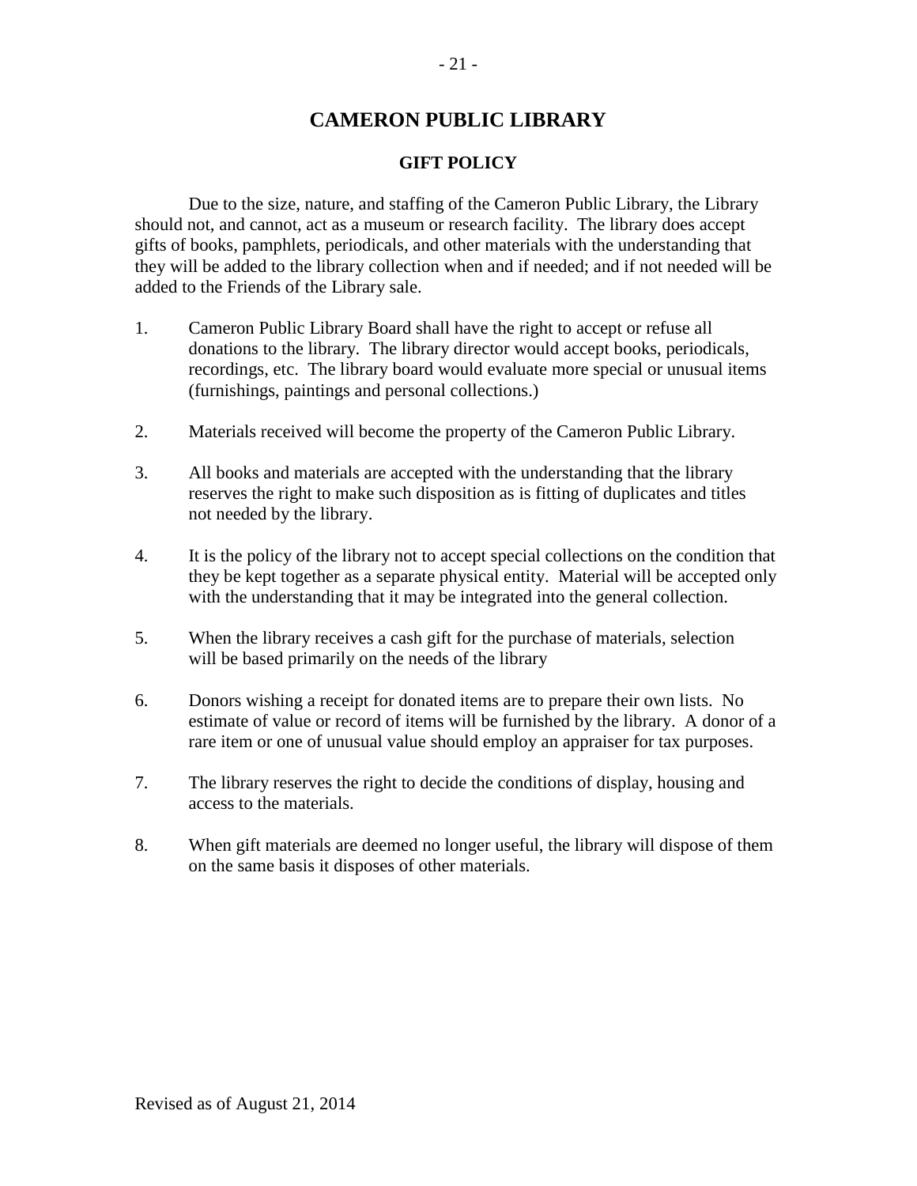# CAMERON PUBLIC LIBRARY

## GIFT POLICY

Due to the size, nature, and staffing of the Cameron Public Library, the Library should not, and cannot, act as a museum or research facility. The library does accept gifts of books, pamphlets, periodicals, and other materials with the understanding that they will be added to the library collection when and if needed; and if not needed will be added to the Friends of the Library sale.

1. Cameron Public Library Board shall have the right to accept or refuse all donations to the library. The library director would accept books, periodicals, recordings, etc. The library board would evaluate more special or unusual items (furnishings, paintings and personal collections.)

2. Materials received will become the property of the Cameron Public Library.

3. All books and materials are accepted with the understanding that the library reserves the right to make such disposition as is fitting of duplicates and titles not needed by the library.

4. It is the policy of the library not to accept special collections on the condition that they be kept together as a separate physical entity. Material will be accepted only with the understanding that it may be integrated into the general collection.

5. When the library receives a cash gift for the purchase of materials, selection will be based primarily on the needs of the library

6. Donors wishing a receipt for donated items are to prepare their own lists. No estimate of value or record of items will be furnished by the library. A donor of a rare item or one of unusual value should employ an appraiser for tax purposes.

7. The library reserves the right to decide the conditions of display, housing and access to the materials.

8. When gift materials are deemed no longer useful, the library will dispose of them on the same basis it disposes of other materials.

Revised as of August 21, 2014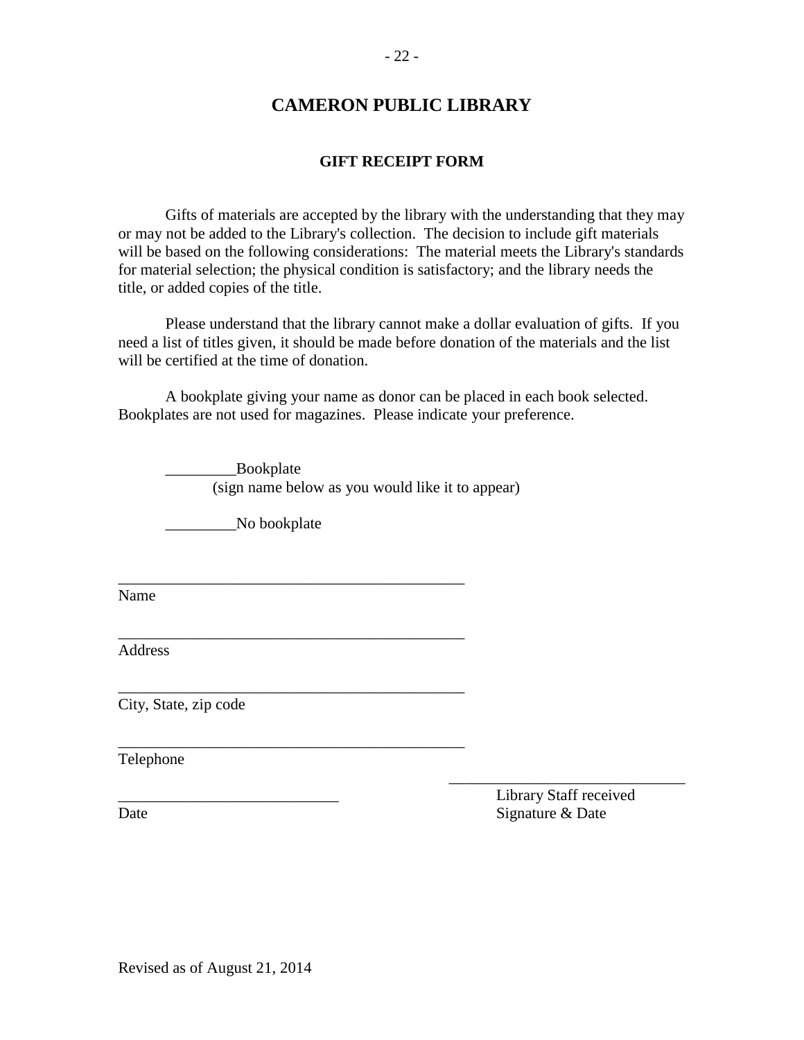# CAMERON PUBLIC LIBRARY

## GIFT RECEIPT FORM

Gifts of materials are accepted by the library with the understanding that they may or may not be added to the Library's collection. The decision to include gift materials will be based on the following considerations: The material meets the Library's standards for material selection; the physical condition is satisfactory; and the library needs the title, or added copies of the title.

Please understand that the library cannot make a dollar evaluation of gifts. If you need a list of titles given, it should be made before donation of the materials and the list will be certified at the time of donation.

A bookplate giving your name as donor can be placed in each book selected. Bookplates are not used for magazines. Please indicate your preference.

_________Bookplate
(sign name below as you would like it to appear)

_________No bookplate

_____________________________________________
Name

_____________________________________________
Address

_____________________________________________
City, State, zip code

_____________________________________________
Telephone

____________________________
Date

______________________________
Library Staff received
Signature & Date

Revised as of August 21, 2014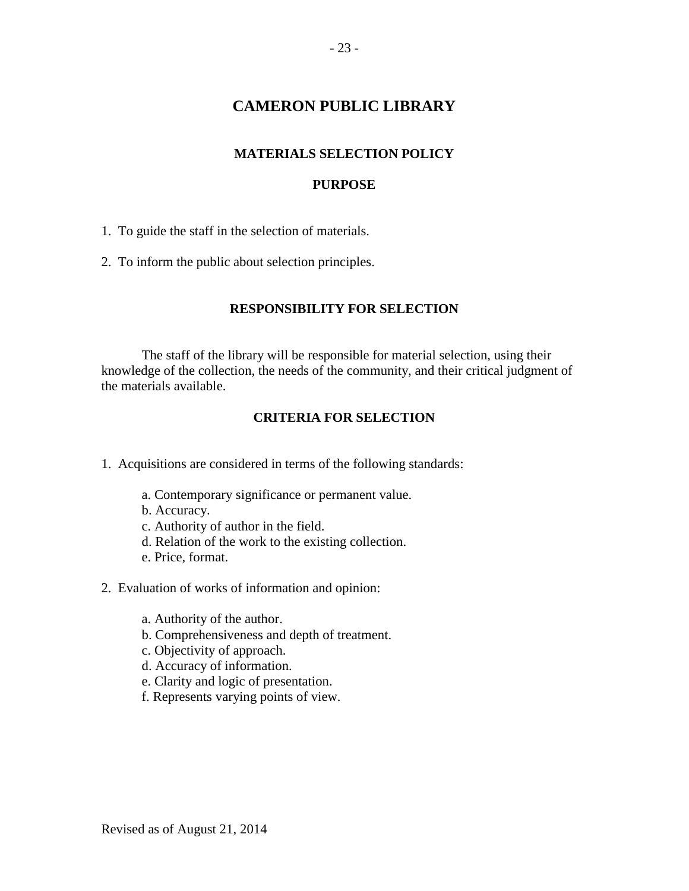# CAMERON PUBLIC LIBRARY

## MATERIALS SELECTION POLICY

### PURPOSE

1. To guide the staff in the selection of materials.

2. To inform the public about selection principles.

### RESPONSIBILITY FOR SELECTION

The staff of the library will be responsible for material selection, using their knowledge of the collection, the needs of the community, and their critical judgment of the materials available.

### CRITERIA FOR SELECTION

1. Acquisitions are considered in terms of the following standards:

    a. Contemporary significance or permanent value.
    b. Accuracy.
    c. Authority of author in the field.
    d. Relation of the work to the existing collection.
    e. Price, format.

2. Evaluation of works of information and opinion:

    a. Authority of the author.
    b. Comprehensiveness and depth of treatment.
    c. Objectivity of approach.
    d. Accuracy of information.
    e. Clarity and logic of presentation.
    f. Represents varying points of view.

Revised as of August 21, 2014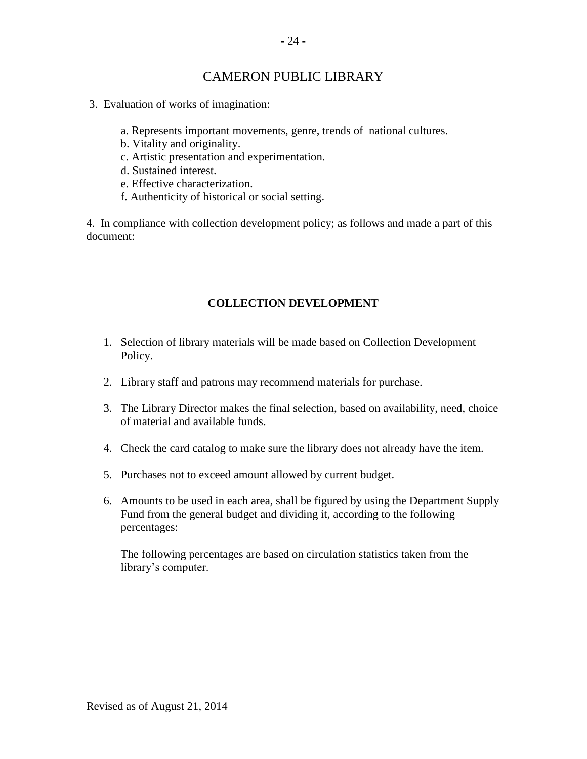3. Evaluation of works of imagination:

    a. Represents important movements, genre, trends of national cultures.
    b. Vitality and originality.
    c. Artistic presentation and experimentation.
    d. Sustained interest.
    e. Effective characterization.
    f. Authenticity of historical or social setting.

4. In compliance with collection development policy; as follows and made a part of this document:

## COLLECTION DEVELOPMENT

1. Selection of library materials will be made based on Collection Development Policy.

2. Library staff and patrons may recommend materials for purchase.

3. The Library Director makes the final selection, based on availability, need, choice of material and available funds.

4. Check the card catalog to make sure the library does not already have the item.

5. Purchases not to exceed amount allowed by current budget.

6. Amounts to be used in each area, shall be figured by using the Department Supply Fund from the general budget and dividing it, according to the following percentages:

   The following percentages are based on circulation statistics taken from the library's computer.

Revised as of August 21, 2014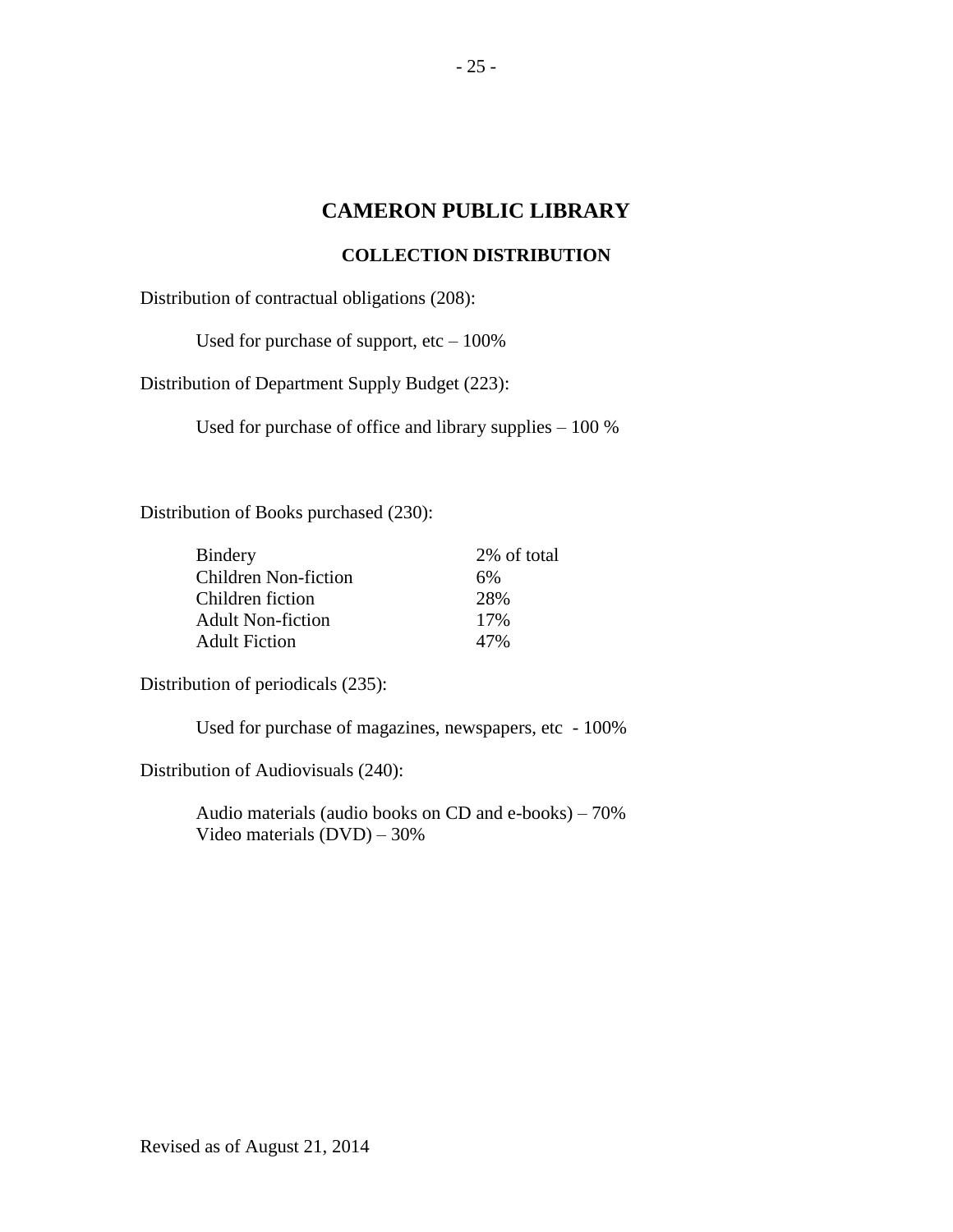# CAMERON PUBLIC LIBRARY

## COLLECTION DISTRIBUTION

Distribution of contractual obligations (208):

Used for purchase of support, etc – 100%

Distribution of Department Supply Budget (223):

Used for purchase of office and library supplies – 100 %

Distribution of Books purchased (230):

| | |
|---|---|
| Bindery | 2% of total |
| Children Non-fiction | 6% |
| Children fiction | 28% |
| Adult Non-fiction | 17% |
| Adult Fiction | 47% |

Distribution of periodicals (235):

Used for purchase of magazines, newspapers, etc - 100%

Distribution of Audiovisuals (240):

Audio materials (audio books on CD and e-books) – 70%
Video materials (DVD) – 30%

Revised as of August 21, 2014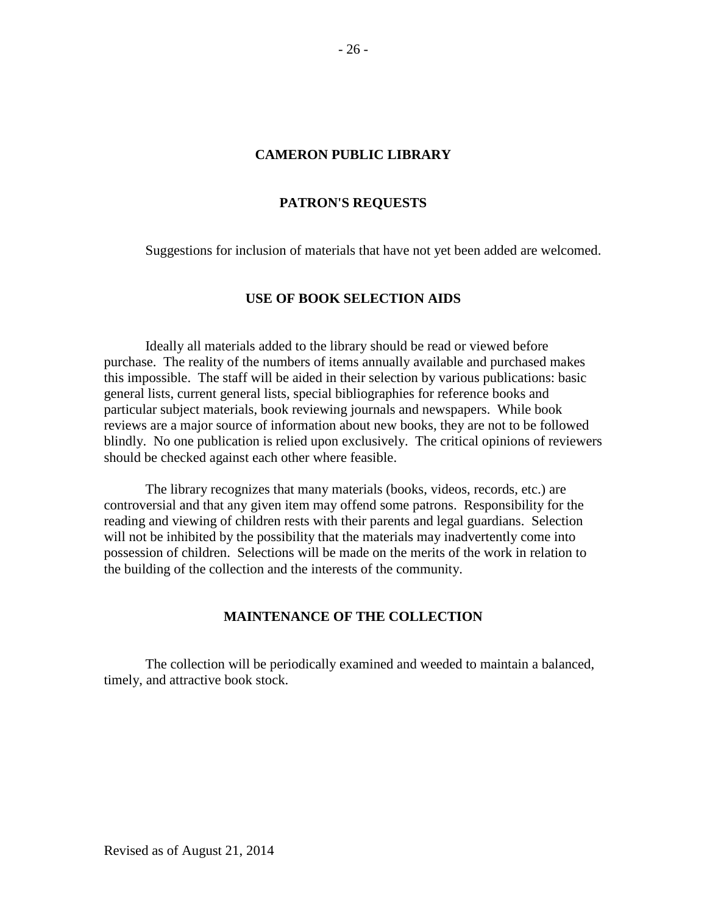# CAMERON PUBLIC LIBRARY

## PATRON'S REQUESTS

Suggestions for inclusion of materials that have not yet been added are welcomed.

## USE OF BOOK SELECTION AIDS

Ideally all materials added to the library should be read or viewed before purchase. The reality of the numbers of items annually available and purchased makes this impossible. The staff will be aided in their selection by various publications: basic general lists, current general lists, special bibliographies for reference books and particular subject materials, book reviewing journals and newspapers. While book reviews are a major source of information about new books, they are not to be followed blindly. No one publication is relied upon exclusively. The critical opinions of reviewers should be checked against each other where feasible.

The library recognizes that many materials (books, videos, records, etc.) are controversial and that any given item may offend some patrons. Responsibility for the reading and viewing of children rests with their parents and legal guardians. Selection will not be inhibited by the possibility that the materials may inadvertently come into possession of children. Selections will be made on the merits of the work in relation to the building of the collection and the interests of the community.

## MAINTENANCE OF THE COLLECTION

The collection will be periodically examined and weeded to maintain a balanced, timely, and attractive book stock.

Revised as of August 21, 2014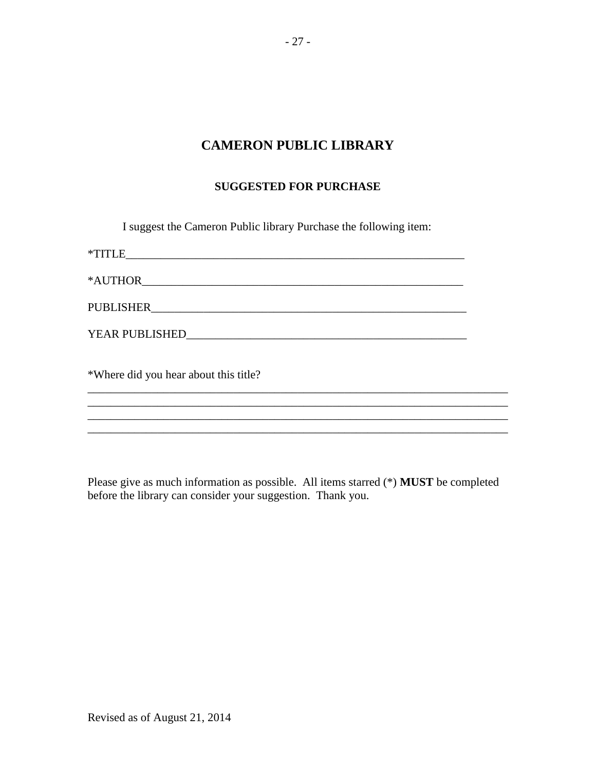# CAMERON PUBLIC LIBRARY

## SUGGESTED FOR PURCHASE

I suggest the Cameron Public library Purchase the following item:

*TITLE_____________________________________________________________

*AUTHOR__________________________________________________________

PUBLISHER_________________________________________________________

YEAR PUBLISHED___________________________________________________

*Where did you hear about this title?

___________________________________________________________________________

___________________________________________________________________________

___________________________________________________________________________

___________________________________________________________________________

Please give as much information as possible. All items starred (*) **MUST** be completed before the library can consider your suggestion. Thank you.

Revised as of August 21, 2014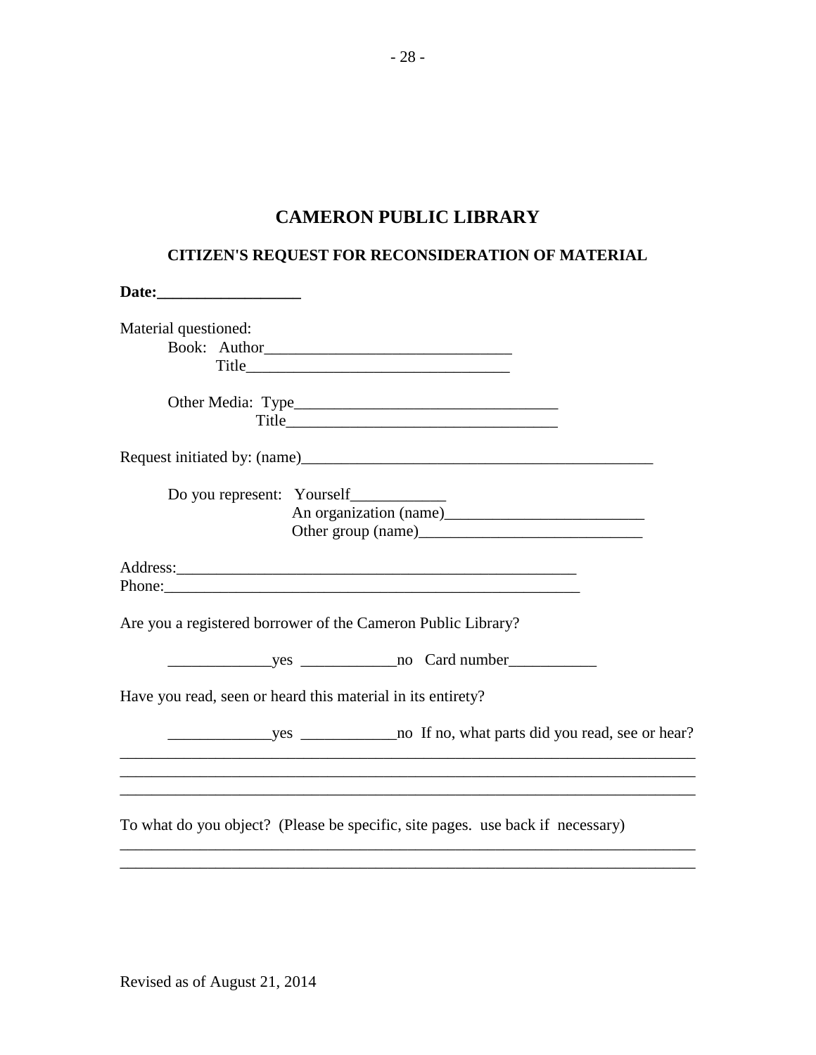# CAMERON PUBLIC LIBRARY

## CITIZEN'S REQUEST FOR RECONSIDERATION OF MATERIAL

**Date:__________________**

Material questioned:

Book: Author_______________________________

Title________________________________

Other Media: Type_________________________________

Title__________________________________

Request initiated by: (name)_____________________________________________

Do you represent: Yourself____________

An organization (name)_________________________

Other group (name)____________________________

Address:___________________________________________________

Phone:_____________________________________________________

Are you a registered borrower of the Cameron Public Library?

_____________yes ____________no Card number___________

Have you read, seen or heard this material in its entirety?

_____________yes ____________no If no, what parts did you read, see or hear?

_________________________________________________________________________

_________________________________________________________________________

_________________________________________________________________________

To what do you object? (Please be specific, site pages. use back if necessary)

_________________________________________________________________________

_________________________________________________________________________

Revised as of August 21, 2014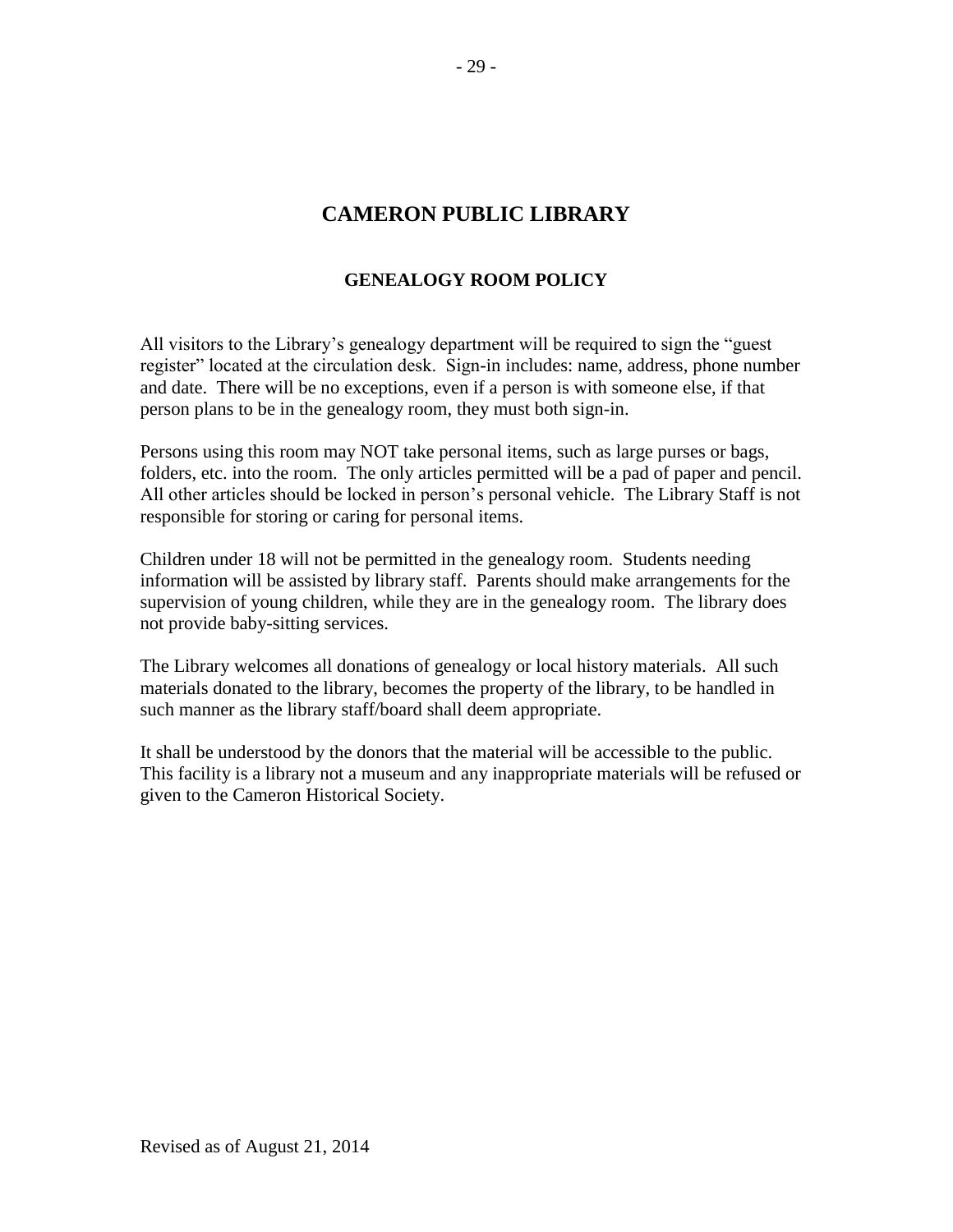# CAMERON PUBLIC LIBRARY

## GENEALOGY ROOM POLICY

All visitors to the Library's genealogy department will be required to sign the "guest register" located at the circulation desk. Sign-in includes: name, address, phone number and date. There will be no exceptions, even if a person is with someone else, if that person plans to be in the genealogy room, they must both sign-in.

Persons using this room may NOT take personal items, such as large purses or bags, folders, etc. into the room. The only articles permitted will be a pad of paper and pencil. All other articles should be locked in person's personal vehicle. The Library Staff is not responsible for storing or caring for personal items.

Children under 18 will not be permitted in the genealogy room. Students needing information will be assisted by library staff. Parents should make arrangements for the supervision of young children, while they are in the genealogy room. The library does not provide baby-sitting services.

The Library welcomes all donations of genealogy or local history materials. All such materials donated to the library, becomes the property of the library, to be handled in such manner as the library staff/board shall deem appropriate.

It shall be understood by the donors that the material will be accessible to the public. This facility is a library not a museum and any inappropriate materials will be refused or given to the Cameron Historical Society.

Revised as of August 21, 2014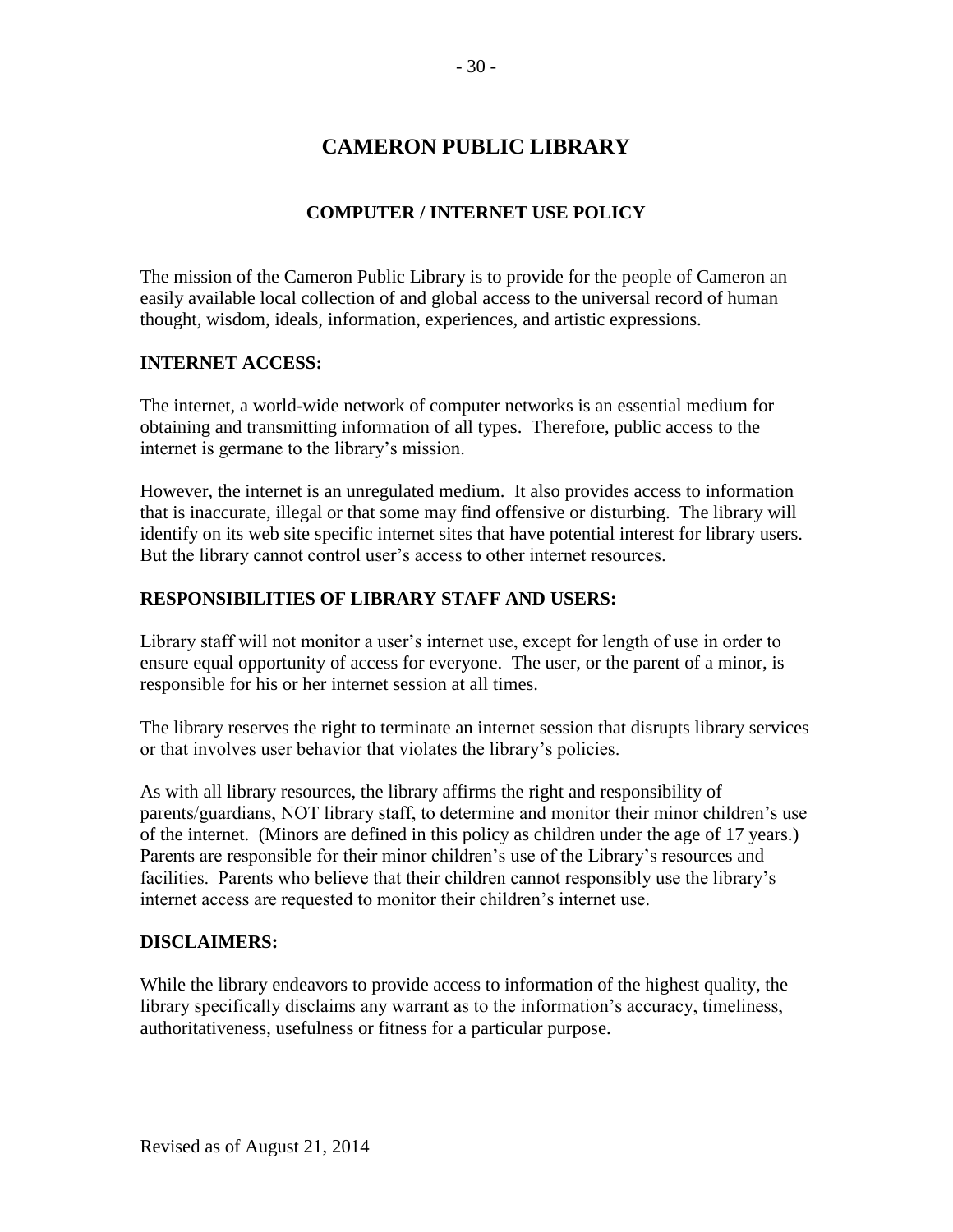# CAMERON PUBLIC LIBRARY

## COMPUTER / INTERNET USE POLICY

The mission of the Cameron Public Library is to provide for the people of Cameron an easily available local collection of and global access to the universal record of human thought, wisdom, ideals, information, experiences, and artistic expressions.

### INTERNET ACCESS:

The internet, a world-wide network of computer networks is an essential medium for obtaining and transmitting information of all types. Therefore, public access to the internet is germane to the library's mission.

However, the internet is an unregulated medium. It also provides access to information that is inaccurate, illegal or that some may find offensive or disturbing. The library will identify on its web site specific internet sites that have potential interest for library users. But the library cannot control user's access to other internet resources.

### RESPONSIBILITIES OF LIBRARY STAFF AND USERS:

Library staff will not monitor a user's internet use, except for length of use in order to ensure equal opportunity of access for everyone. The user, or the parent of a minor, is responsible for his or her internet session at all times.

The library reserves the right to terminate an internet session that disrupts library services or that involves user behavior that violates the library's policies.

As with all library resources, the library affirms the right and responsibility of parents/guardians, NOT library staff, to determine and monitor their minor children's use of the internet. (Minors are defined in this policy as children under the age of 17 years.) Parents are responsible for their minor children's use of the Library's resources and facilities. Parents who believe that their children cannot responsibly use the library's internet access are requested to monitor their children's internet use.

### DISCLAIMERS:

While the library endeavors to provide access to information of the highest quality, the library specifically disclaims any warrant as to the information's accuracy, timeliness, authoritativeness, usefulness or fitness for a particular purpose.

Revised as of August 21, 2014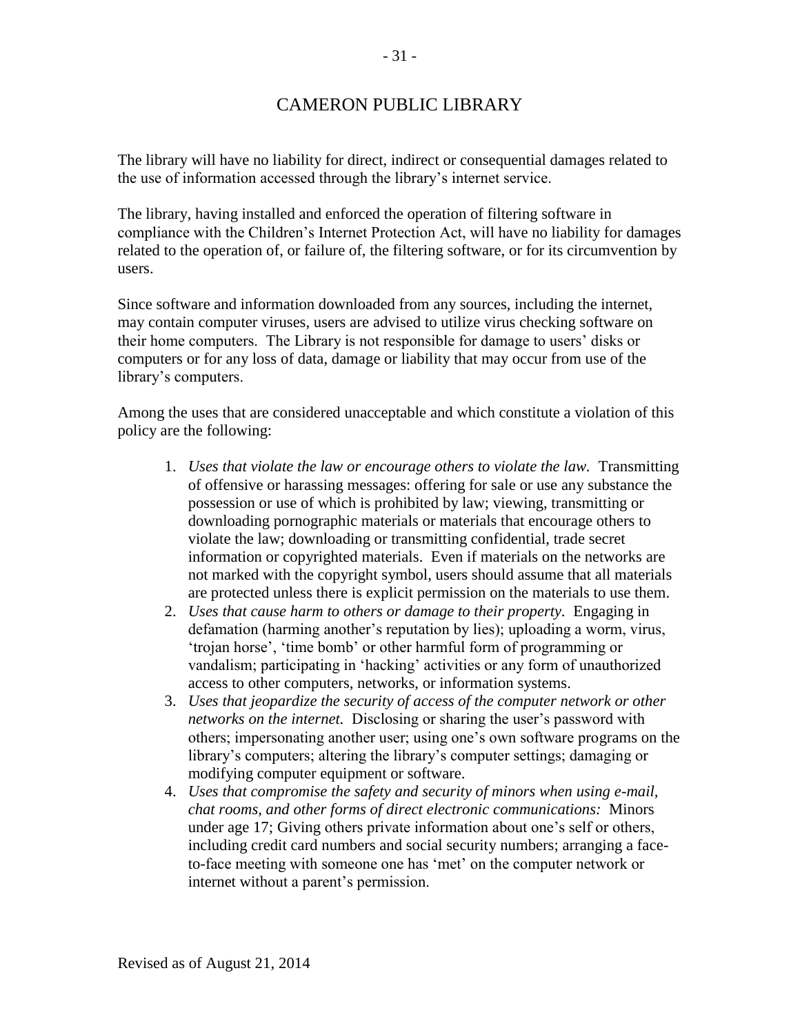# CAMERON PUBLIC LIBRARY

The library will have no liability for direct, indirect or consequential damages related to the use of information accessed through the library's internet service.

The library, having installed and enforced the operation of filtering software in compliance with the Children's Internet Protection Act, will have no liability for damages related to the operation of, or failure of, the filtering software, or for its circumvention by users.

Since software and information downloaded from any sources, including the internet, may contain computer viruses, users are advised to utilize virus checking software on their home computers. The Library is not responsible for damage to users' disks or computers or for any loss of data, damage or liability that may occur from use of the library's computers.

Among the uses that are considered unacceptable and which constitute a violation of this policy are the following:

1. *Uses that violate the law or encourage others to violate the law.* Transmitting of offensive or harassing messages: offering for sale or use any substance the possession or use of which is prohibited by law; viewing, transmitting or downloading pornographic materials or materials that encourage others to violate the law; downloading or transmitting confidential, trade secret information or copyrighted materials. Even if materials on the networks are not marked with the copyright symbol, users should assume that all materials are protected unless there is explicit permission on the materials to use them.
2. *Uses that cause harm to others or damage to their property.* Engaging in defamation (harming another's reputation by lies); uploading a worm, virus, 'trojan horse', 'time bomb' or other harmful form of programming or vandalism; participating in 'hacking' activities or any form of unauthorized access to other computers, networks, or information systems.
3. *Uses that jeopardize the security of access of the computer network or other networks on the internet.* Disclosing or sharing the user's password with others; impersonating another user; using one's own software programs on the library's computers; altering the library's computer settings; damaging or modifying computer equipment or software.
4. *Uses that compromise the safety and security of minors when using e-mail, chat rooms, and other forms of direct electronic communications:* Minors under age 17; Giving others private information about one's self or others, including credit card numbers and social security numbers; arranging a face-to-face meeting with someone one has 'met' on the computer network or internet without a parent's permission.

Revised as of August 21, 2014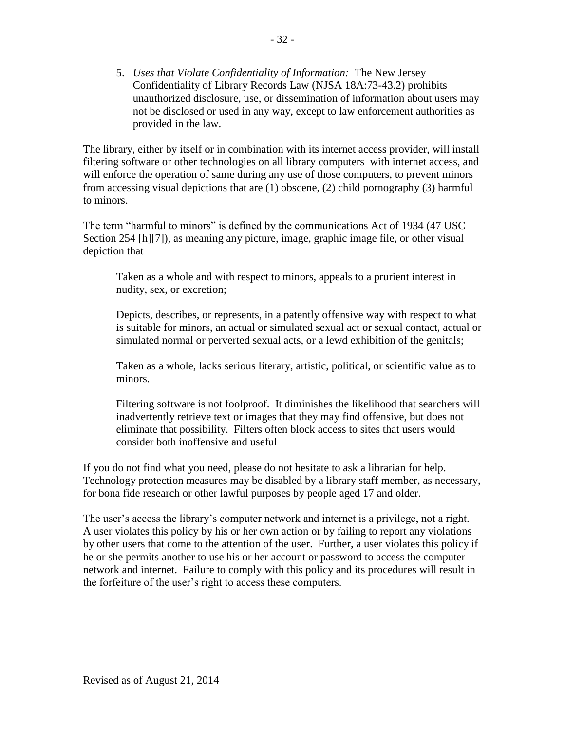5. *Uses that Violate Confidentiality of Information:* The New Jersey Confidentiality of Library Records Law (NJSA 18A:73-43.2) prohibits unauthorized disclosure, use, or dissemination of information about users may not be disclosed or used in any way, except to law enforcement authorities as provided in the law.

The library, either by itself or in combination with its internet access provider, will install filtering software or other technologies on all library computers with internet access, and will enforce the operation of same during any use of those computers, to prevent minors from accessing visual depictions that are (1) obscene, (2) child pornography (3) harmful to minors.

The term "harmful to minors" is defined by the communications Act of 1934 (47 USC Section 254 [h][7]), as meaning any picture, image, graphic image file, or other visual depiction that

> Taken as a whole and with respect to minors, appeals to a prurient interest in nudity, sex, or excretion;
>
> Depicts, describes, or represents, in a patently offensive way with respect to what is suitable for minors, an actual or simulated sexual act or sexual contact, actual or simulated normal or perverted sexual acts, or a lewd exhibition of the genitals;
>
> Taken as a whole, lacks serious literary, artistic, political, or scientific value as to minors.
>
> Filtering software is not foolproof. It diminishes the likelihood that searchers will inadvertently retrieve text or images that they may find offensive, but does not eliminate that possibility. Filters often block access to sites that users would consider both inoffensive and useful

If you do not find what you need, please do not hesitate to ask a librarian for help. Technology protection measures may be disabled by a library staff member, as necessary, for bona fide research or other lawful purposes by people aged 17 and older.

The user's access the library's computer network and internet is a privilege, not a right. A user violates this policy by his or her own action or by failing to report any violations by other users that come to the attention of the user. Further, a user violates this policy if he or she permits another to use his or her account or password to access the computer network and internet. Failure to comply with this policy and its procedures will result in the forfeiture of the user's right to access these computers.

Revised as of August 21, 2014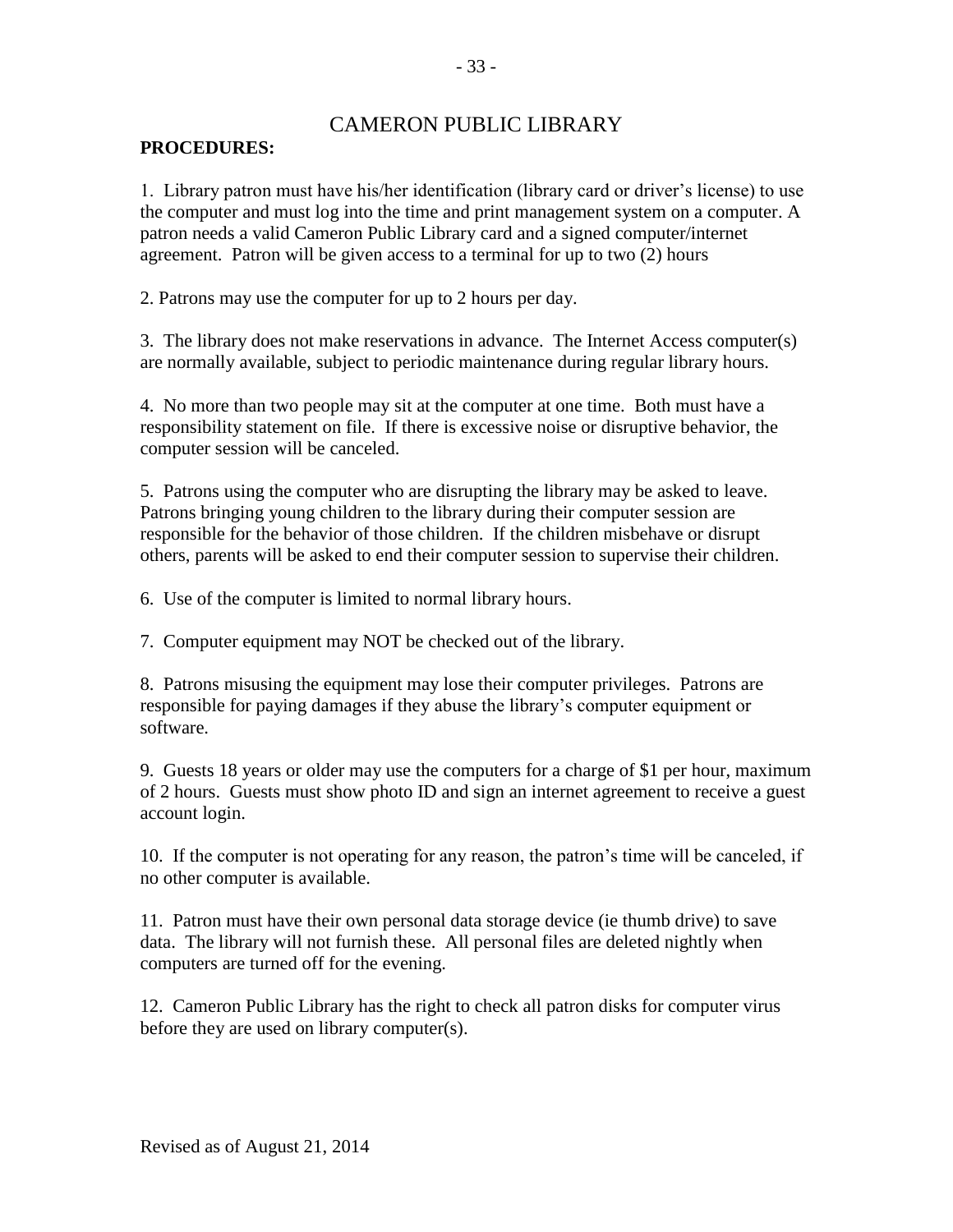# CAMERON PUBLIC LIBRARY

**PROCEDURES:**

1. Library patron must have his/her identification (library card or driver's license) to use the computer and must log into the time and print management system on a computer. A patron needs a valid Cameron Public Library card and a signed computer/internet agreement. Patron will be given access to a terminal for up to two (2) hours

2. Patrons may use the computer for up to 2 hours per day.

3. The library does not make reservations in advance. The Internet Access computer(s) are normally available, subject to periodic maintenance during regular library hours.

4. No more than two people may sit at the computer at one time. Both must have a responsibility statement on file. If there is excessive noise or disruptive behavior, the computer session will be canceled.

5. Patrons using the computer who are disrupting the library may be asked to leave. Patrons bringing young children to the library during their computer session are responsible for the behavior of those children. If the children misbehave or disrupt others, parents will be asked to end their computer session to supervise their children.

6. Use of the computer is limited to normal library hours.

7. Computer equipment may NOT be checked out of the library.

8. Patrons misusing the equipment may lose their computer privileges. Patrons are responsible for paying damages if they abuse the library's computer equipment or software.

9. Guests 18 years or older may use the computers for a charge of $1 per hour, maximum of 2 hours. Guests must show photo ID and sign an internet agreement to receive a guest account login.

10. If the computer is not operating for any reason, the patron's time will be canceled, if no other computer is available.

11. Patron must have their own personal data storage device (ie thumb drive) to save data. The library will not furnish these. All personal files are deleted nightly when computers are turned off for the evening.

12. Cameron Public Library has the right to check all patron disks for computer virus before they are used on library computer(s).

Revised as of August 21, 2014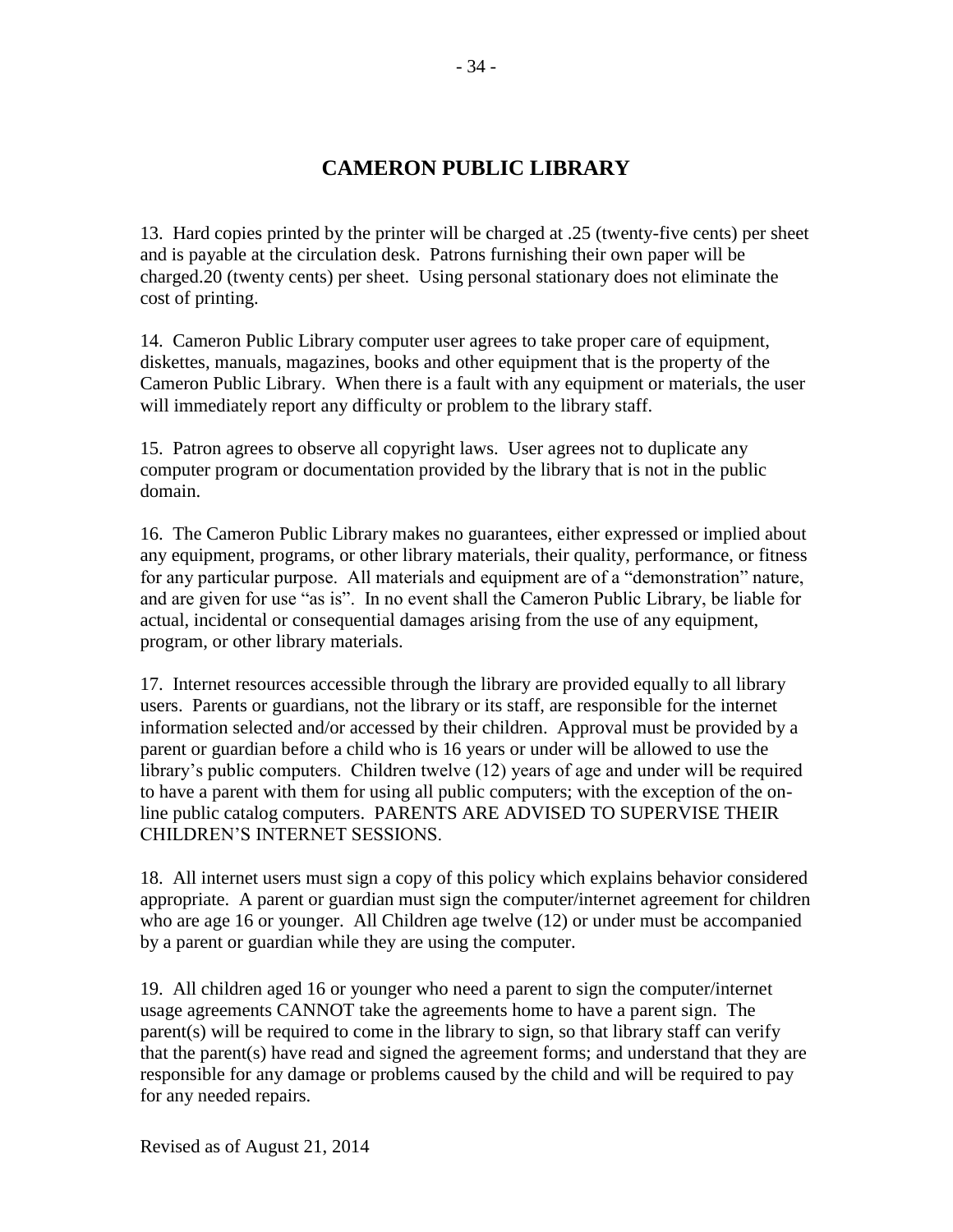# CAMERON PUBLIC LIBRARY

13. Hard copies printed by the printer will be charged at .25 (twenty-five cents) per sheet and is payable at the circulation desk. Patrons furnishing their own paper will be charged.20 (twenty cents) per sheet. Using personal stationary does not eliminate the cost of printing.

14. Cameron Public Library computer user agrees to take proper care of equipment, diskettes, manuals, magazines, books and other equipment that is the property of the Cameron Public Library. When there is a fault with any equipment or materials, the user will immediately report any difficulty or problem to the library staff.

15. Patron agrees to observe all copyright laws. User agrees not to duplicate any computer program or documentation provided by the library that is not in the public domain.

16. The Cameron Public Library makes no guarantees, either expressed or implied about any equipment, programs, or other library materials, their quality, performance, or fitness for any particular purpose. All materials and equipment are of a "demonstration" nature, and are given for use "as is". In no event shall the Cameron Public Library, be liable for actual, incidental or consequential damages arising from the use of any equipment, program, or other library materials.

17. Internet resources accessible through the library are provided equally to all library users. Parents or guardians, not the library or its staff, are responsible for the internet information selected and/or accessed by their children. Approval must be provided by a parent or guardian before a child who is 16 years or under will be allowed to use the library's public computers. Children twelve (12) years of age and under will be required to have a parent with them for using all public computers; with the exception of the on-line public catalog computers. PARENTS ARE ADVISED TO SUPERVISE THEIR CHILDREN'S INTERNET SESSIONS.

18. All internet users must sign a copy of this policy which explains behavior considered appropriate. A parent or guardian must sign the computer/internet agreement for children who are age 16 or younger. All Children age twelve (12) or under must be accompanied by a parent or guardian while they are using the computer.

19. All children aged 16 or younger who need a parent to sign the computer/internet usage agreements CANNOT take the agreements home to have a parent sign. The parent(s) will be required to come in the library to sign, so that library staff can verify that the parent(s) have read and signed the agreement forms; and understand that they are responsible for any damage or problems caused by the child and will be required to pay for any needed repairs.

Revised as of August 21, 2014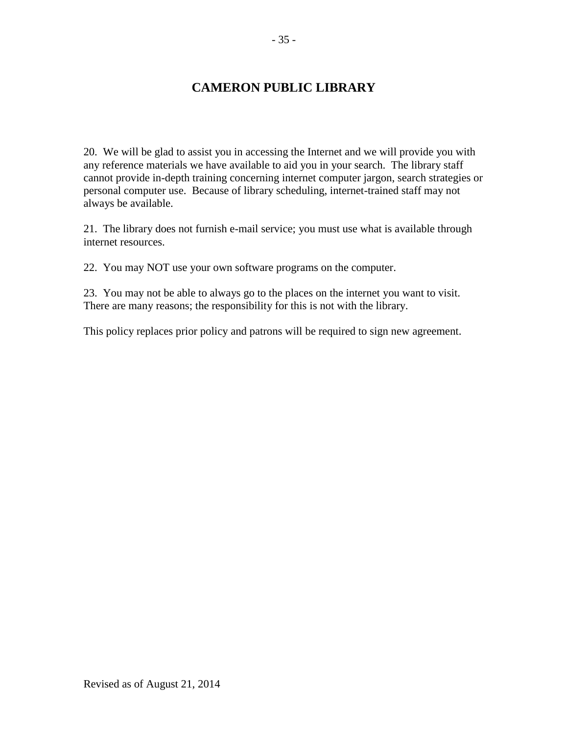# CAMERON PUBLIC LIBRARY

20. We will be glad to assist you in accessing the Internet and we will provide you with any reference materials we have available to aid you in your search. The library staff cannot provide in-depth training concerning internet computer jargon, search strategies or personal computer use. Because of library scheduling, internet-trained staff may not always be available.

21. The library does not furnish e-mail service; you must use what is available through internet resources.

22. You may NOT use your own software programs on the computer.

23. You may not be able to always go to the places on the internet you want to visit. There are many reasons; the responsibility for this is not with the library.

This policy replaces prior policy and patrons will be required to sign new agreement.

Revised as of August 21, 2014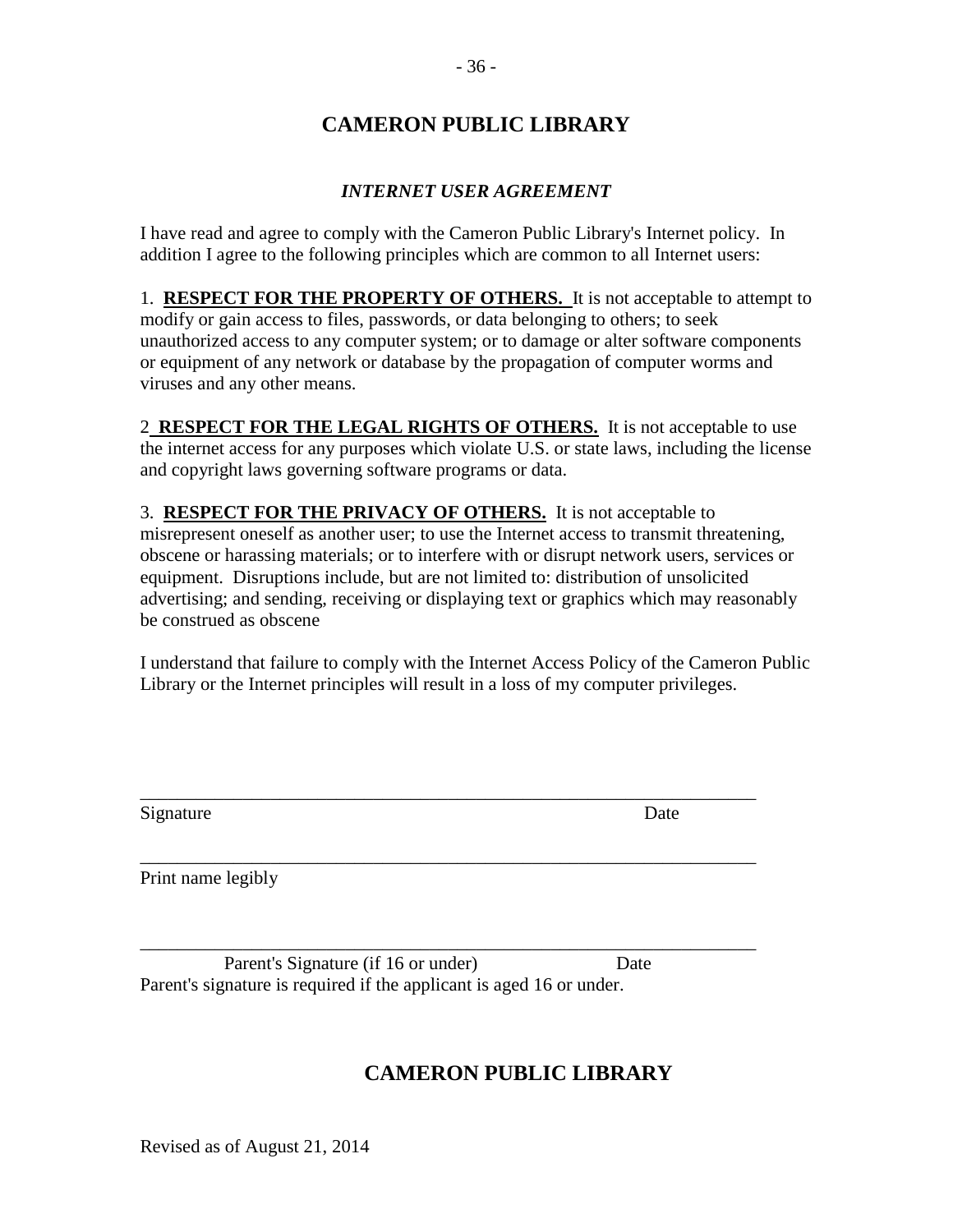# CAMERON PUBLIC LIBRARY

## *INTERNET USER AGREEMENT*

I have read and agree to comply with the Cameron Public Library's Internet policy. In addition I agree to the following principles which are common to all Internet users:

1. **RESPECT FOR THE PROPERTY OF OTHERS.** It is not acceptable to attempt to modify or gain access to files, passwords, or data belonging to others; to seek unauthorized access to any computer system; or to damage or alter software components or equipment of any network or database by the propagation of computer worms and viruses and any other means.

2 **RESPECT FOR THE LEGAL RIGHTS OF OTHERS.** It is not acceptable to use the internet access for any purposes which violate U.S. or state laws, including the license and copyright laws governing software programs or data.

3. **RESPECT FOR THE PRIVACY OF OTHERS.** It is not acceptable to misrepresent oneself as another user; to use the Internet access to transmit threatening, obscene or harassing materials; or to interfere with or disrupt network users, services or equipment. Disruptions include, but are not limited to: distribution of unsolicited advertising; and sending, receiving or displaying text or graphics which may reasonably be construed as obscene

I understand that failure to comply with the Internet Access Policy of the Cameron Public Library or the Internet principles will result in a loss of my computer privileges.

\_\_\_\_\_\_\_\_\_\_\_\_\_\_\_\_\_\_\_\_\_\_\_\_\_\_\_\_\_\_\_\_\_\_\_\_\_\_\_\_\_\_\_\_\_\_\_\_\_\_\_\_\_\_\_\_\_\_\_\_\_\_\_\_
Signature Date

\_\_\_\_\_\_\_\_\_\_\_\_\_\_\_\_\_\_\_\_\_\_\_\_\_\_\_\_\_\_\_\_\_\_\_\_\_\_\_\_\_\_\_\_\_\_\_\_\_\_\_\_\_\_\_\_\_\_\_\_\_\_\_\_
Print name legibly

\_\_\_\_\_\_\_\_\_\_\_\_\_\_\_\_\_\_\_\_\_\_\_\_\_\_\_\_\_\_\_\_\_\_\_\_\_\_\_\_\_\_\_\_\_\_\_\_\_\_\_\_\_\_\_\_\_\_\_\_\_\_\_\_
Parent's Signature (if 16 or under) Date

Parent's signature is required if the applicant is aged 16 or under.

# CAMERON PUBLIC LIBRARY

Revised as of August 21, 2014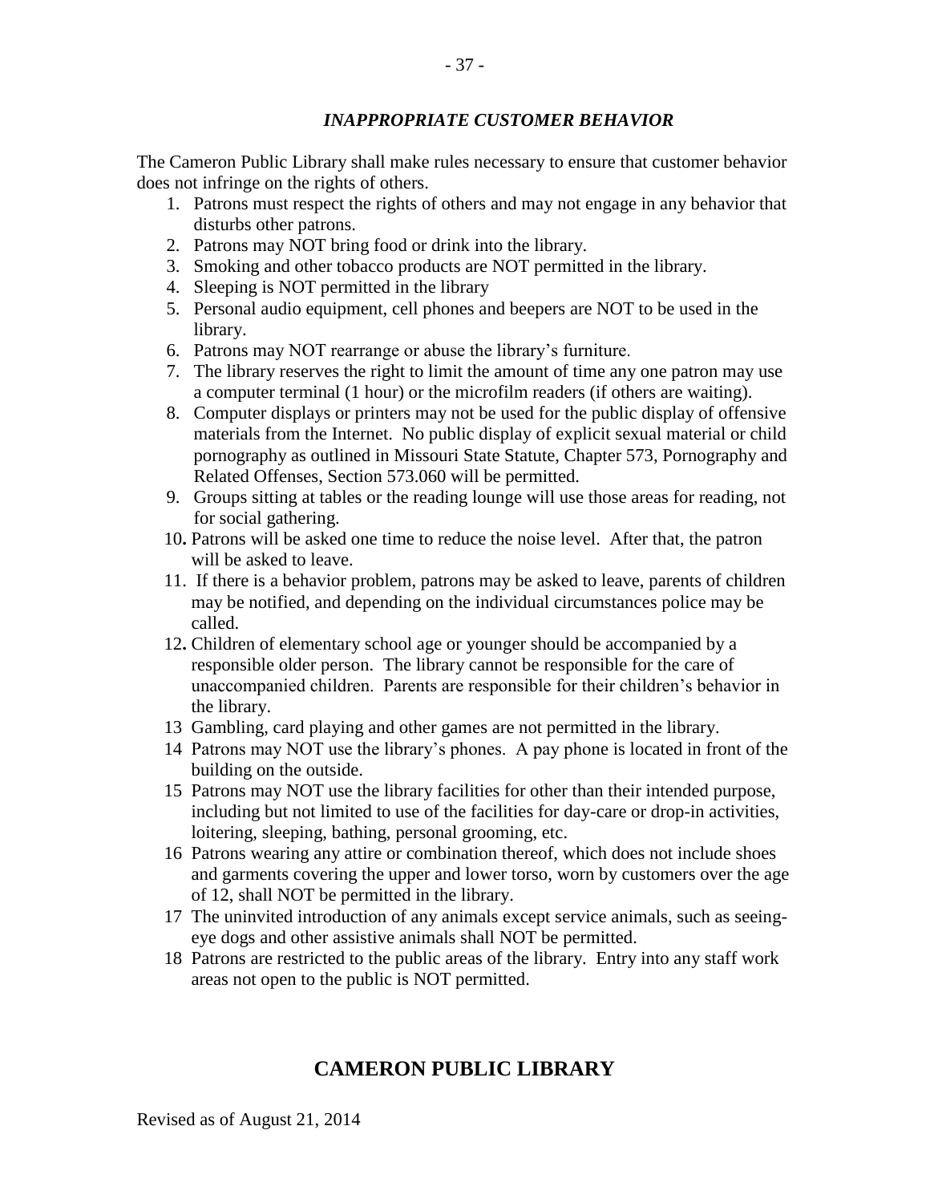### *INAPPROPRIATE CUSTOMER BEHAVIOR*

The Cameron Public Library shall make rules necessary to ensure that customer behavior does not infringe on the rights of others.

1. Patrons must respect the rights of others and may not engage in any behavior that disturbs other patrons.
2. Patrons may NOT bring food or drink into the library.
3. Smoking and other tobacco products are NOT permitted in the library.
4. Sleeping is NOT permitted in the library
5. Personal audio equipment, cell phones and beepers are NOT to be used in the library.
6. Patrons may NOT rearrange or abuse the library's furniture.
7. The library reserves the right to limit the amount of time any one patron may use a computer terminal (1 hour) or the microfilm readers (if others are waiting).
8. Computer displays or printers may not be used for the public display of offensive materials from the Internet. No public display of explicit sexual material or child pornography as outlined in Missouri State Statute, Chapter 573, Pornography and Related Offenses, Section 573.060 will be permitted.
9. Groups sitting at tables or the reading lounge will use those areas for reading, not for social gathering.
10. Patrons will be asked one time to reduce the noise level. After that, the patron will be asked to leave.
11. If there is a behavior problem, patrons may be asked to leave, parents of children may be notified, and depending on the individual circumstances police may be called.
12. Children of elementary school age or younger should be accompanied by a responsible older person. The library cannot be responsible for the care of unaccompanied children. Parents are responsible for their children's behavior in the library.
13. Gambling, card playing and other games are not permitted in the library.
14. Patrons may NOT use the library's phones. A pay phone is located in front of the building on the outside.
15. Patrons may NOT use the library facilities for other than their intended purpose, including but not limited to use of the facilities for day-care or drop-in activities, loitering, sleeping, bathing, personal grooming, etc.
16. Patrons wearing any attire or combination thereof, which does not include shoes and garments covering the upper and lower torso, worn by customers over the age of 12, shall NOT be permitted in the library.
17. The uninvited introduction of any animals except service animals, such as seeing-eye dogs and other assistive animals shall NOT be permitted.
18. Patrons are restricted to the public areas of the library. Entry into any staff work areas not open to the public is NOT permitted.

## CAMERON PUBLIC LIBRARY

Revised as of August 21, 2014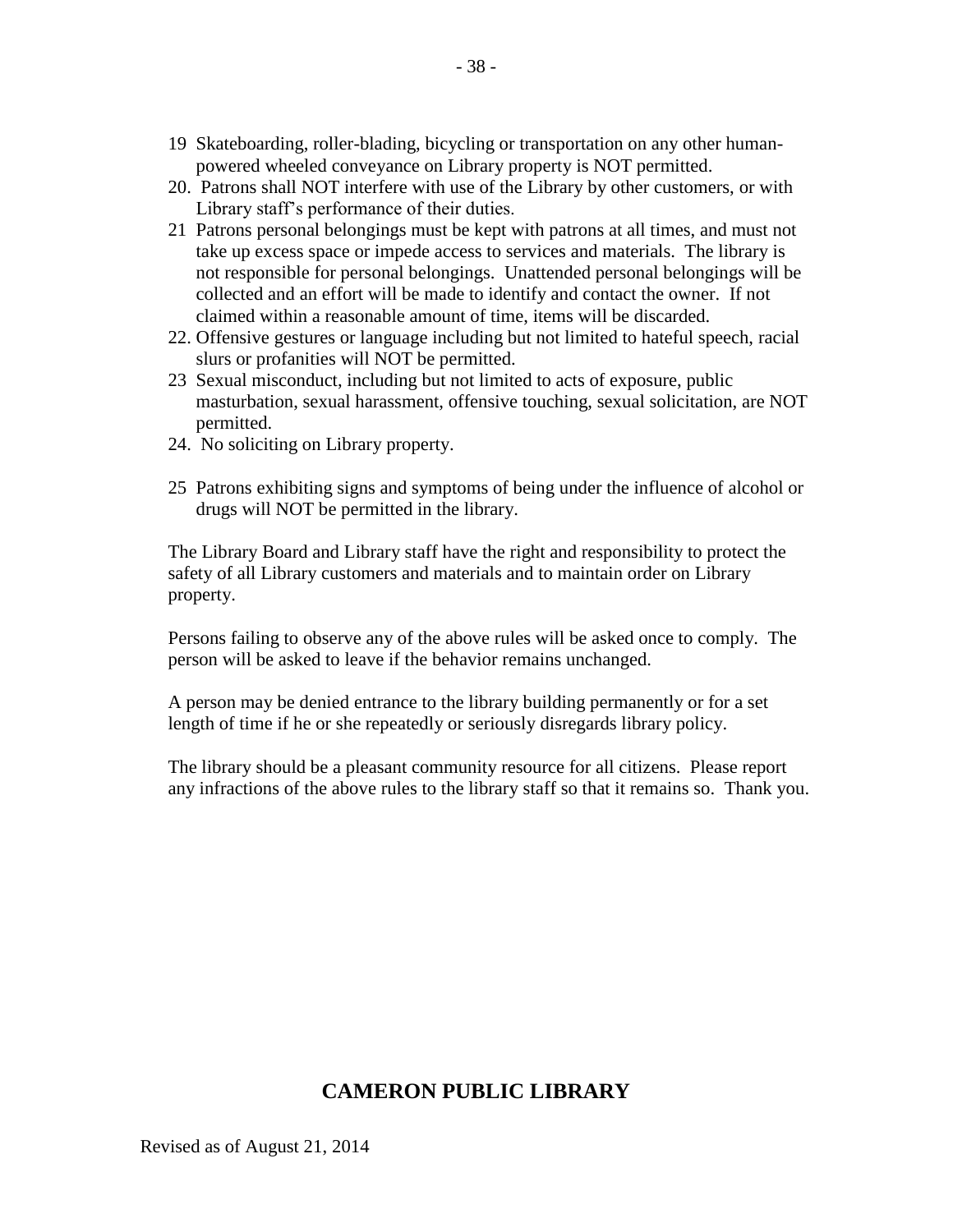19 Skateboarding, roller-blading, bicycling or transportation on any other human-powered wheeled conveyance on Library property is NOT permitted.

20. Patrons shall NOT interfere with use of the Library by other customers, or with Library staff's performance of their duties.

21 Patrons personal belongings must be kept with patrons at all times, and must not take up excess space or impede access to services and materials. The library is not responsible for personal belongings. Unattended personal belongings will be collected and an effort will be made to identify and contact the owner. If not claimed within a reasonable amount of time, items will be discarded.

22. Offensive gestures or language including but not limited to hateful speech, racial slurs or profanities will NOT be permitted.

23 Sexual misconduct, including but not limited to acts of exposure, public masturbation, sexual harassment, offensive touching, sexual solicitation, are NOT permitted.

24. No soliciting on Library property.

25 Patrons exhibiting signs and symptoms of being under the influence of alcohol or drugs will NOT be permitted in the library.

The Library Board and Library staff have the right and responsibility to protect the safety of all Library customers and materials and to maintain order on Library property.

Persons failing to observe any of the above rules will be asked once to comply. The person will be asked to leave if the behavior remains unchanged.

A person may be denied entrance to the library building permanently or for a set length of time if he or she repeatedly or seriously disregards library policy.

The library should be a pleasant community resource for all citizens. Please report any infractions of the above rules to the library staff so that it remains so. Thank you.

**CAMERON PUBLIC LIBRARY**

Revised as of August 21, 2014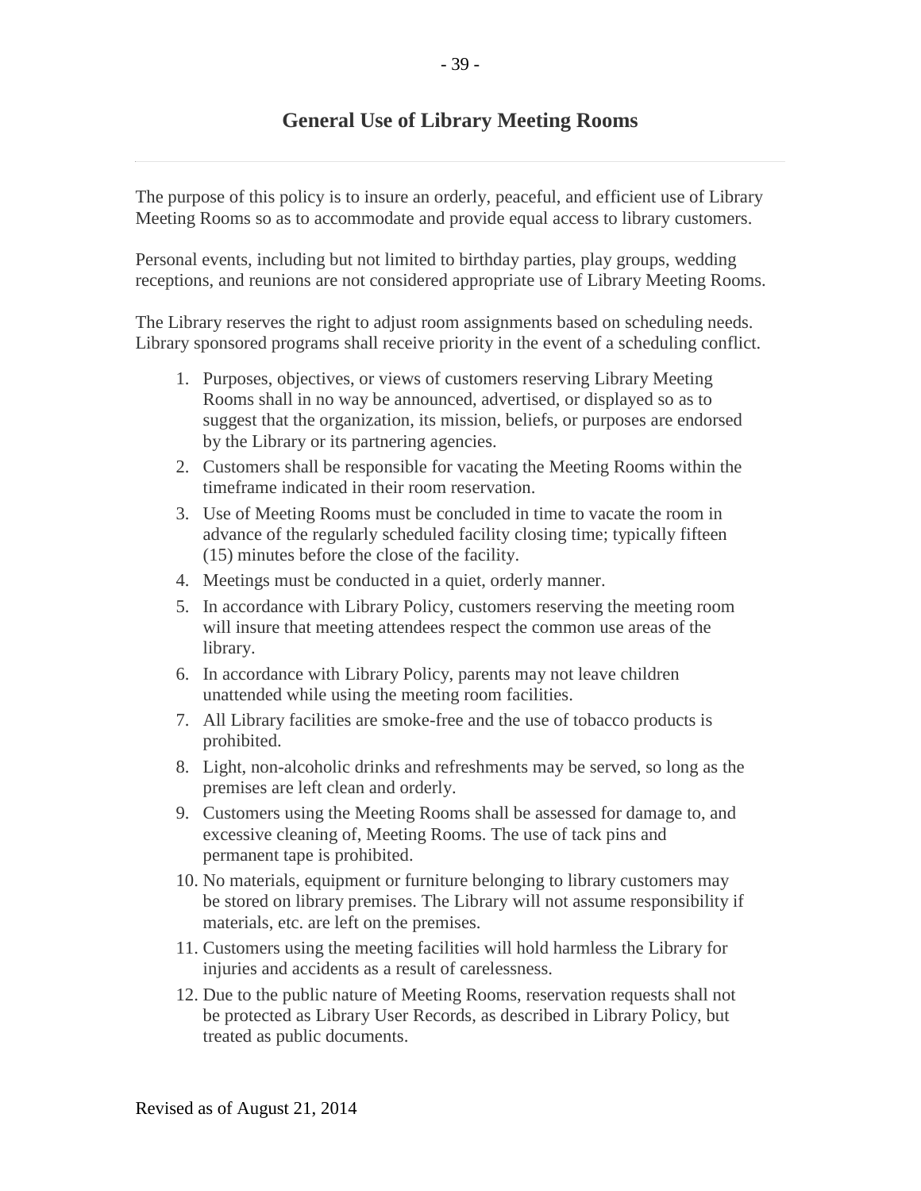# General Use of Library Meeting Rooms

The purpose of this policy is to insure an orderly, peaceful, and efficient use of Library Meeting Rooms so as to accommodate and provide equal access to library customers.

Personal events, including but not limited to birthday parties, play groups, wedding receptions, and reunions are not considered appropriate use of Library Meeting Rooms.

The Library reserves the right to adjust room assignments based on scheduling needs. Library sponsored programs shall receive priority in the event of a scheduling conflict.

1. Purposes, objectives, or views of customers reserving Library Meeting Rooms shall in no way be announced, advertised, or displayed so as to suggest that the organization, its mission, beliefs, or purposes are endorsed by the Library or its partnering agencies.
2. Customers shall be responsible for vacating the Meeting Rooms within the timeframe indicated in their room reservation.
3. Use of Meeting Rooms must be concluded in time to vacate the room in advance of the regularly scheduled facility closing time; typically fifteen (15) minutes before the close of the facility.
4. Meetings must be conducted in a quiet, orderly manner.
5. In accordance with Library Policy, customers reserving the meeting room will insure that meeting attendees respect the common use areas of the library.
6. In accordance with Library Policy, parents may not leave children unattended while using the meeting room facilities.
7. All Library facilities are smoke-free and the use of tobacco products is prohibited.
8. Light, non-alcoholic drinks and refreshments may be served, so long as the premises are left clean and orderly.
9. Customers using the Meeting Rooms shall be assessed for damage to, and excessive cleaning of, Meeting Rooms. The use of tack pins and permanent tape is prohibited.
10. No materials, equipment or furniture belonging to library customers may be stored on library premises. The Library will not assume responsibility if materials, etc. are left on the premises.
11. Customers using the meeting facilities will hold harmless the Library for injuries and accidents as a result of carelessness.
12. Due to the public nature of Meeting Rooms, reservation requests shall not be protected as Library User Records, as described in Library Policy, but treated as public documents.

Revised as of August 21, 2014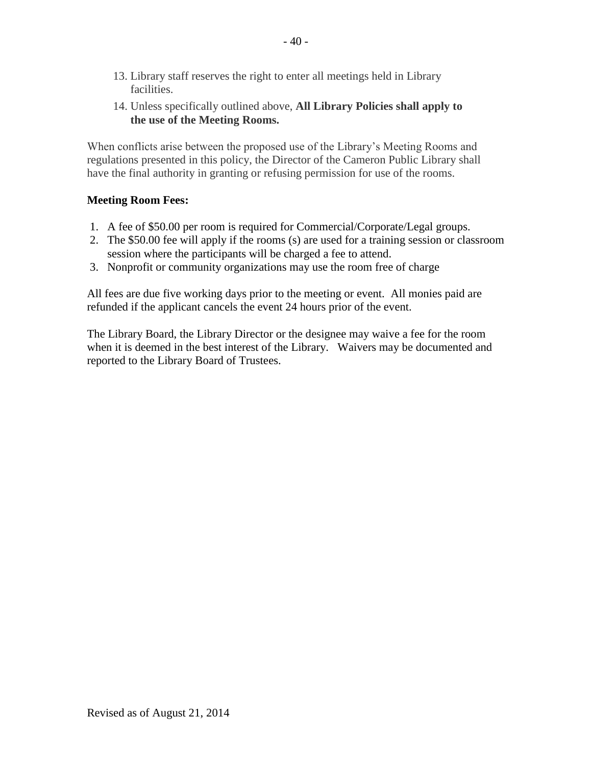13. Library staff reserves the right to enter all meetings held in Library facilities.
14. Unless specifically outlined above, **All Library Policies shall apply to the use of the Meeting Rooms.**

When conflicts arise between the proposed use of the Library's Meeting Rooms and regulations presented in this policy, the Director of the Cameron Public Library shall have the final authority in granting or refusing permission for use of the rooms.

**Meeting Room Fees:**

1. A fee of $50.00 per room is required for Commercial/Corporate/Legal groups.
2. The $50.00 fee will apply if the rooms (s) are used for a training session or classroom session where the participants will be charged a fee to attend.
3. Nonprofit or community organizations may use the room free of charge

All fees are due five working days prior to the meeting or event. All monies paid are refunded if the applicant cancels the event 24 hours prior of the event.

The Library Board, the Library Director or the designee may waive a fee for the room when it is deemed in the best interest of the Library. Waivers may be documented and reported to the Library Board of Trustees.

Revised as of August 21, 2014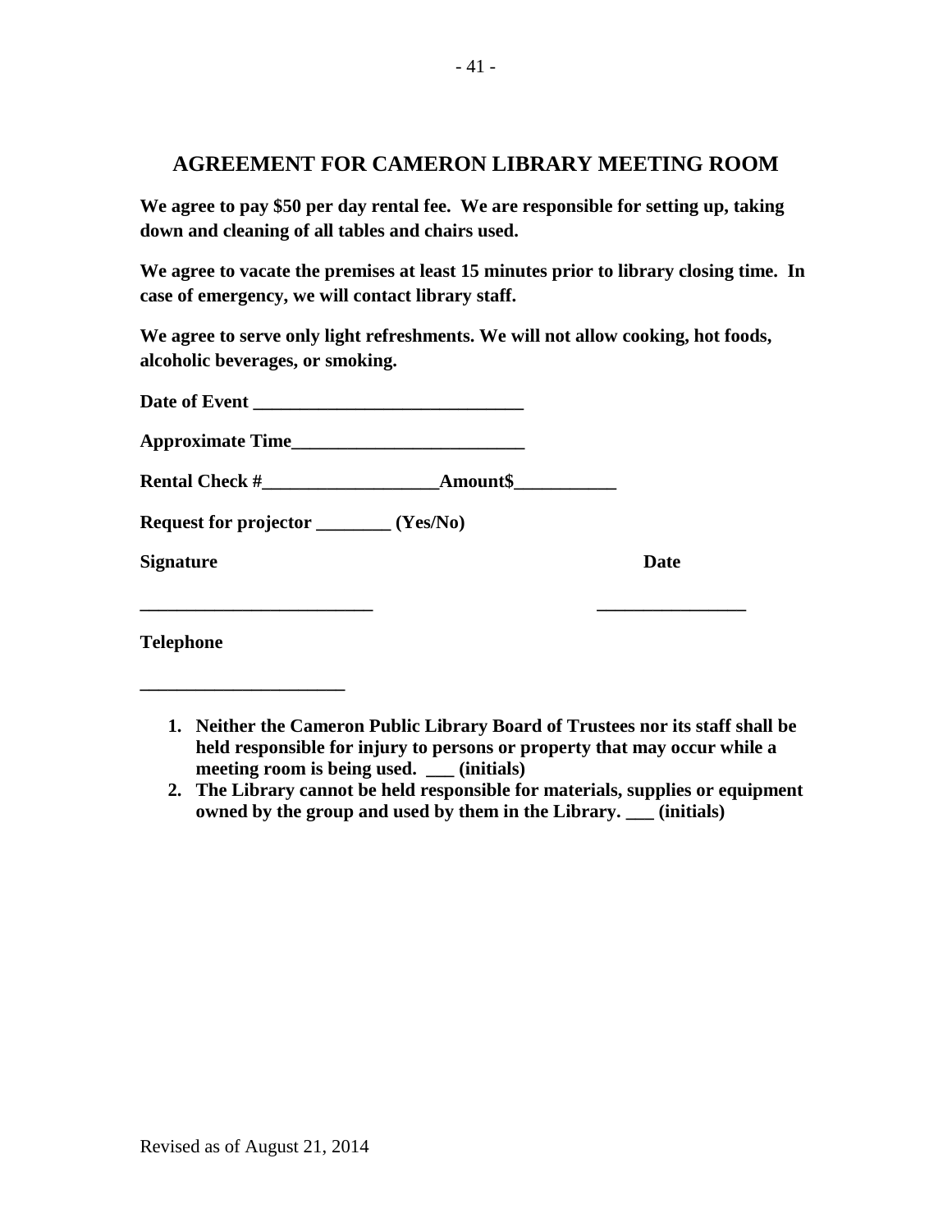## AGREEMENT FOR CAMERON LIBRARY MEETING ROOM

**We agree to pay $50 per day rental fee. We are responsible for setting up, taking down and cleaning of all tables and chairs used.**

**We agree to vacate the premises at least 15 minutes prior to library closing time. In case of emergency, we will contact library staff.**

**We agree to serve only light refreshments. We will not allow cooking, hot foods, alcoholic beverages, or smoking.**

**Date of Event _____________________________**

**Approximate Time_________________________**

**Rental Check #___________________Amount$___________**

**Request for projector ________ (Yes/No)**

**Signature** **Date**

**_________________________** **________________**

**Telephone**

**______________________**

1. **Neither the Cameron Public Library Board of Trustees nor its staff shall be held responsible for injury to persons or property that may occur while a meeting room is being used. ___ (initials)**
2. **The Library cannot be held responsible for materials, supplies or equipment owned by the group and used by them in the Library. ___ (initials)**

Revised as of August 21, 2014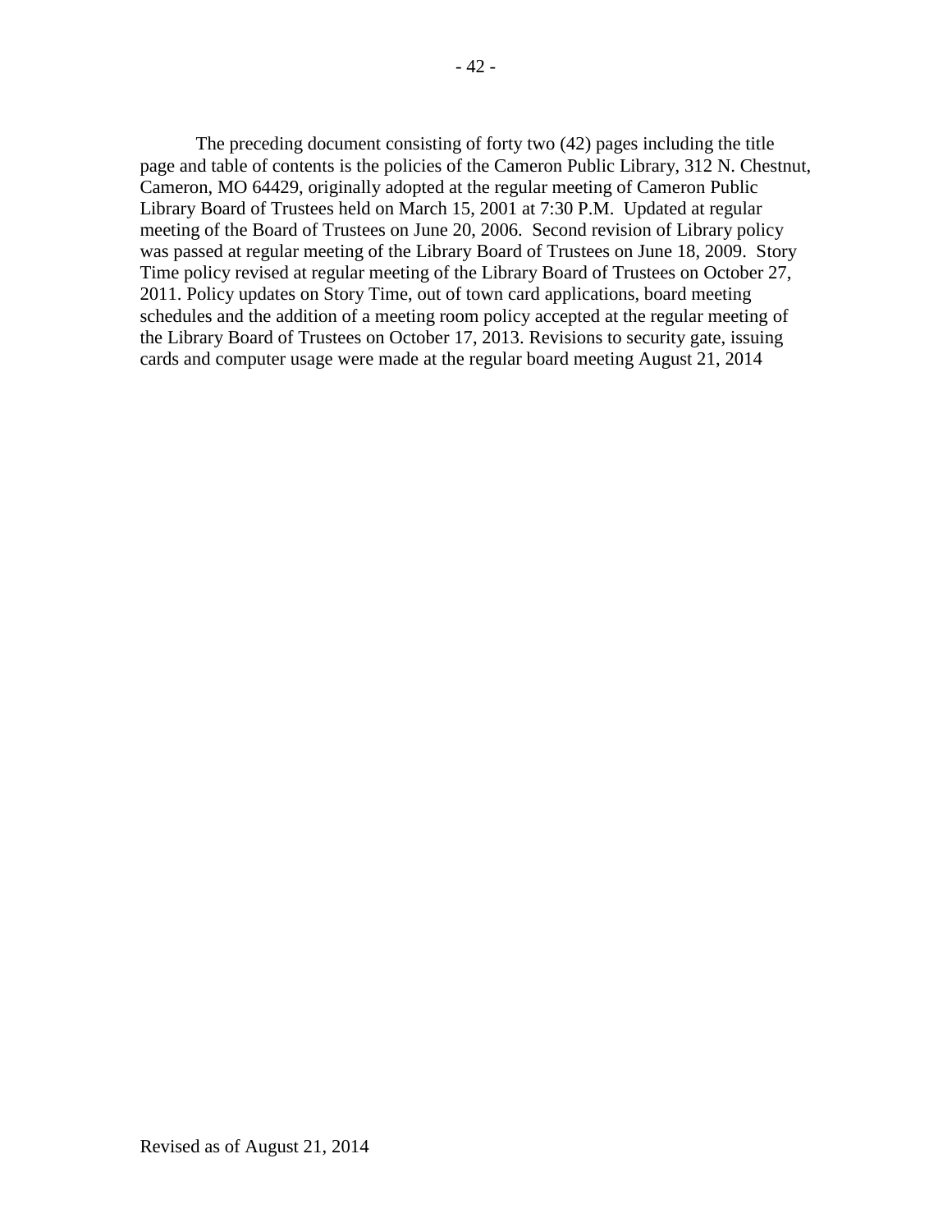The preceding document consisting of forty two (42) pages including the title page and table of contents is the policies of the Cameron Public Library, 312 N. Chestnut, Cameron, MO 64429, originally adopted at the regular meeting of Cameron Public Library Board of Trustees held on March 15, 2001 at 7:30 P.M. Updated at regular meeting of the Board of Trustees on June 20, 2006. Second revision of Library policy was passed at regular meeting of the Library Board of Trustees on June 18, 2009. Story Time policy revised at regular meeting of the Library Board of Trustees on October 27, 2011. Policy updates on Story Time, out of town card applications, board meeting schedules and the addition of a meeting room policy accepted at the regular meeting of the Library Board of Trustees on October 17, 2013. Revisions to security gate, issuing cards and computer usage were made at the regular board meeting August 21, 2014